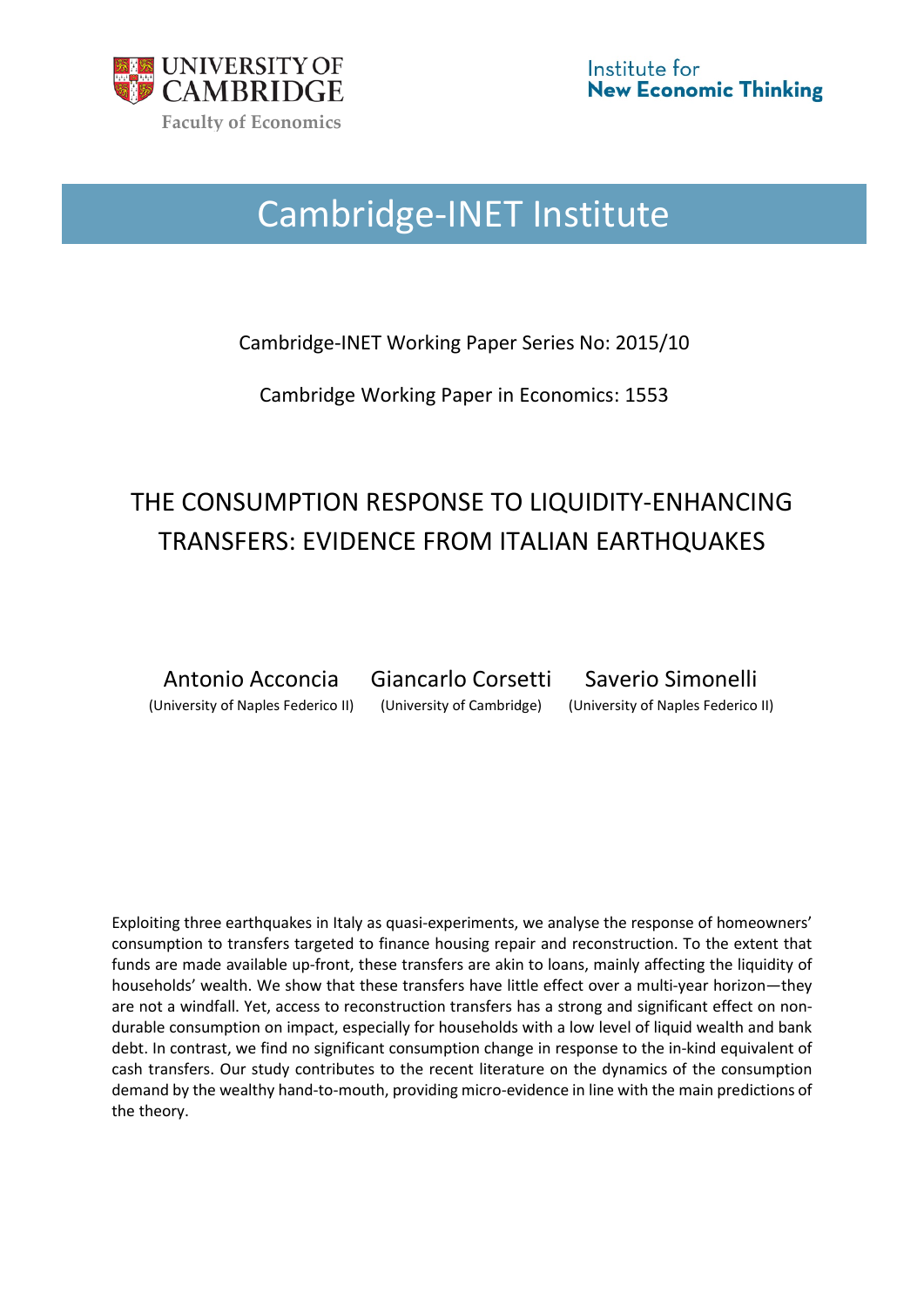UNIVERSITY OF CAMBRIDGE
Faculty of Economics

Institute for
**New Economic Thinking**

# Cambridge-INET Institute

Cambridge-INET Working Paper Series No: 2015/10

Cambridge Working Paper in Economics: 1553

## THE CONSUMPTION RESPONSE TO LIQUIDITY-ENHANCING TRANSFERS: EVIDENCE FROM ITALIAN EARTHQUAKES

Antonio Acconcia (University of Naples Federico II)

Giancarlo Corsetti (University of Cambridge)

Saverio Simonelli (University of Naples Federico II)

Exploiting three earthquakes in Italy as quasi-experiments, we analyse the response of homeowners' consumption to transfers targeted to finance housing repair and reconstruction. To the extent that funds are made available up-front, these transfers are akin to loans, mainly affecting the liquidity of households' wealth. We show that these transfers have little effect over a multi-year horizon—they are not a windfall. Yet, access to reconstruction transfers has a strong and significant effect on non-durable consumption on impact, especially for households with a low level of liquid wealth and bank debt. In contrast, we find no significant consumption change in response to the in-kind equivalent of cash transfers. Our study contributes to the recent literature on the dynamics of the consumption demand by the wealthy hand-to-mouth, providing micro-evidence in line with the main predictions of the theory.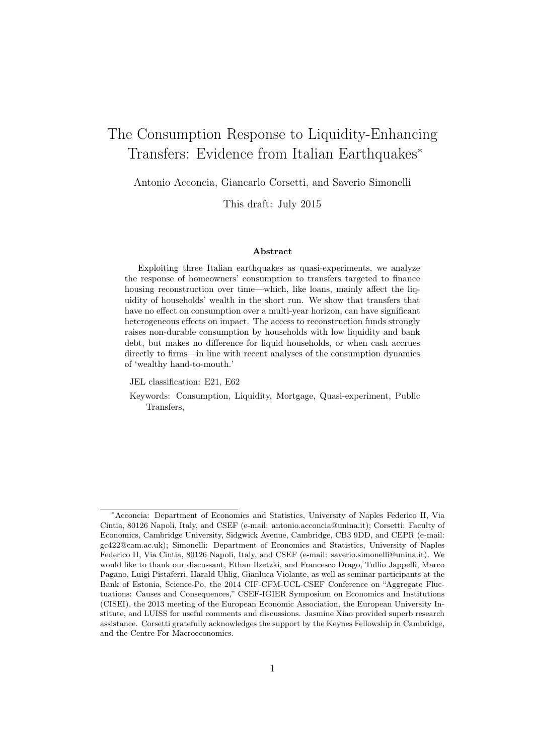# The Consumption Response to Liquidity-Enhancing Transfers: Evidence from Italian Earthquakes*

Antonio Acconcia, Giancarlo Corsetti, and Saverio Simonelli

This draft: July 2015

### Abstract

Exploiting three Italian earthquakes as quasi-experiments, we analyze the response of homeowners' consumption to transfers targeted to finance housing reconstruction over time—which, like loans, mainly affect the liquidity of households' wealth in the short run. We show that transfers that have no effect on consumption over a multi-year horizon, can have significant heterogeneous effects on impact. The access to reconstruction funds strongly raises non-durable consumption by households with low liquidity and bank debt, but makes no difference for liquid households, or when cash accrues directly to firms—in line with recent analyses of the consumption dynamics of 'wealthy hand-to-mouth.'

JEL classification: E21, E62

Keywords: Consumption, Liquidity, Mortgage, Quasi-experiment, Public Transfers,

---

*Acconcia: Department of Economics and Statistics, University of Naples Federico II, Via Cintia, 80126 Napoli, Italy, and CSEF (e-mail: antonio.acconcia@unina.it); Corsetti: Faculty of Economics, Cambridge University, Sidgwick Avenue, Cambridge, CB3 9DD, and CEPR (e-mail: gc422@cam.ac.uk); Simonelli: Department of Economics and Statistics, University of Naples Federico II, Via Cintia, 80126 Napoli, Italy, and CSEF (e-mail: saverio.simonelli@unina.it). We would like to thank our discussant, Ethan Ilzetzki, and Francesco Drago, Tullio Jappelli, Marco Pagano, Luigi Pistaferri, Harald Uhlig, Gianluca Violante, as well as seminar participants at the Bank of Estonia, Science-Po, the 2014 CIF-CFM-UCL-CSEF Conference on "Aggregate Fluctuations: Causes and Consequences," CSEF-IGIER Symposium on Economics and Institutions (CISEI), the 2013 meeting of the European Economic Association, the European University Institute, and LUISS for useful comments and discussions. Jasmine Xiao provided superb research assistance. Corsetti gratefully acknowledges the support by the Keynes Fellowship in Cambridge, and the Centre For Macroeconomics.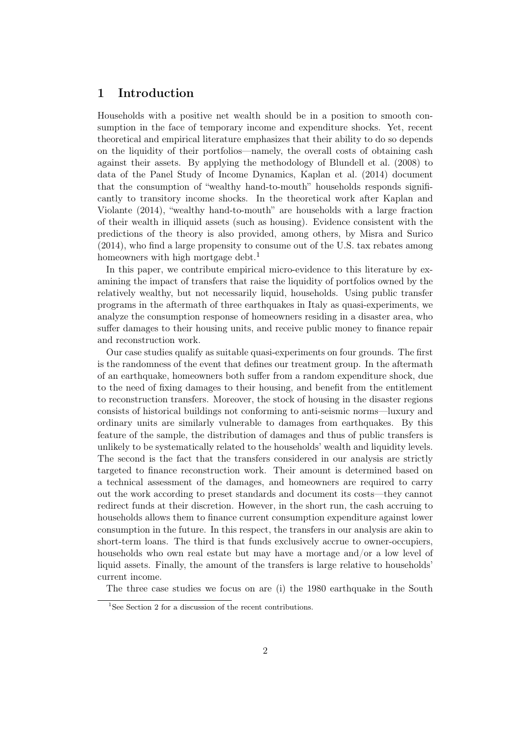## 1 Introduction

Households with a positive net wealth should be in a position to smooth consumption in the face of temporary income and expenditure shocks. Yet, recent theoretical and empirical literature emphasizes that their ability to do so depends on the liquidity of their portfolios—namely, the overall costs of obtaining cash against their assets. By applying the methodology of Blundell et al. (2008) to data of the Panel Study of Income Dynamics, Kaplan et al. (2014) document that the consumption of "wealthy hand-to-mouth" households responds significantly to transitory income shocks. In the theoretical work after Kaplan and Violante (2014), "wealthy hand-to-mouth" are households with a large fraction of their wealth in illiquid assets (such as housing). Evidence consistent with the predictions of the theory is also provided, among others, by Misra and Surico (2014), who find a large propensity to consume out of the U.S. tax rebates among homeowners with high mortgage debt.[1]

In this paper, we contribute empirical micro-evidence to this literature by examining the impact of transfers that raise the liquidity of portfolios owned by the relatively wealthy, but not necessarily liquid, households. Using public transfer programs in the aftermath of three earthquakes in Italy as quasi-experiments, we analyze the consumption response of homeowners residing in a disaster area, who suffer damages to their housing units, and receive public money to finance repair and reconstruction work.

Our case studies qualify as suitable quasi-experiments on four grounds. The first is the randomness of the event that defines our treatment group. In the aftermath of an earthquake, homeowners both suffer from a random expenditure shock, due to the need of fixing damages to their housing, and benefit from the entitlement to reconstruction transfers. Moreover, the stock of housing in the disaster regions consists of historical buildings not conforming to anti-seismic norms—luxury and ordinary units are similarly vulnerable to damages from earthquakes. By this feature of the sample, the distribution of damages and thus of public transfers is unlikely to be systematically related to the households' wealth and liquidity levels. The second is the fact that the transfers considered in our analysis are strictly targeted to finance reconstruction work. Their amount is determined based on a technical assessment of the damages, and homeowners are required to carry out the work according to preset standards and document its costs—they cannot redirect funds at their discretion. However, in the short run, the cash accruing to households allows them to finance current consumption expenditure against lower consumption in the future. In this respect, the transfers in our analysis are akin to short-term loans. The third is that funds exclusively accrue to owner-occupiers, households who own real estate but may have a mortage and/or a low level of liquid assets. Finally, the amount of the transfers is large relative to households' current income.

The three case studies we focus on are (i) the 1980 earthquake in the South

[1] See Section 2 for a discussion of the recent contributions.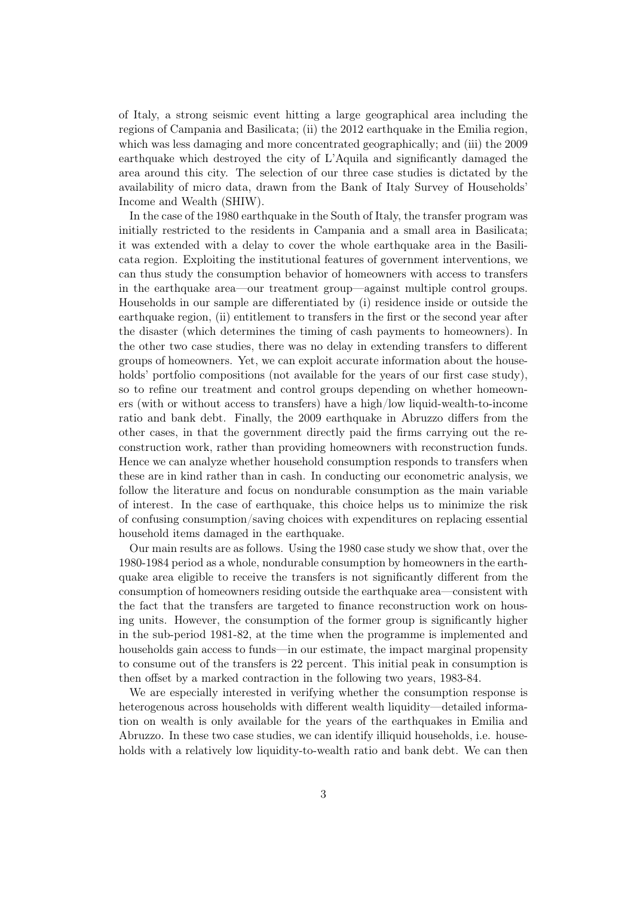of Italy, a strong seismic event hitting a large geographical area including the regions of Campania and Basilicata; (ii) the 2012 earthquake in the Emilia region, which was less damaging and more concentrated geographically; and (iii) the 2009 earthquake which destroyed the city of L'Aquila and significantly damaged the area around this city. The selection of our three case studies is dictated by the availability of micro data, drawn from the Bank of Italy Survey of Households' Income and Wealth (SHIW).

In the case of the 1980 earthquake in the South of Italy, the transfer program was initially restricted to the residents in Campania and a small area in Basilicata; it was extended with a delay to cover the whole earthquake area in the Basilicata region. Exploiting the institutional features of government interventions, we can thus study the consumption behavior of homeowners with access to transfers in the earthquake area—our treatment group—against multiple control groups. Households in our sample are differentiated by (i) residence inside or outside the earthquake region, (ii) entitlement to transfers in the first or the second year after the disaster (which determines the timing of cash payments to homeowners). In the other two case studies, there was no delay in extending transfers to different groups of homeowners. Yet, we can exploit accurate information about the households' portfolio compositions (not available for the years of our first case study), so to refine our treatment and control groups depending on whether homeowners (with or without access to transfers) have a high/low liquid-wealth-to-income ratio and bank debt. Finally, the 2009 earthquake in Abruzzo differs from the other cases, in that the government directly paid the firms carrying out the reconstruction work, rather than providing homeowners with reconstruction funds. Hence we can analyze whether household consumption responds to transfers when these are in kind rather than in cash. In conducting our econometric analysis, we follow the literature and focus on nondurable consumption as the main variable of interest. In the case of earthquake, this choice helps us to minimize the risk of confusing consumption/saving choices with expenditures on replacing essential household items damaged in the earthquake.

Our main results are as follows. Using the 1980 case study we show that, over the 1980-1984 period as a whole, nondurable consumption by homeowners in the earthquake area eligible to receive the transfers is not significantly different from the consumption of homeowners residing outside the earthquake area—consistent with the fact that the transfers are targeted to finance reconstruction work on housing units. However, the consumption of the former group is significantly higher in the sub-period 1981-82, at the time when the programme is implemented and households gain access to funds—in our estimate, the impact marginal propensity to consume out of the transfers is 22 percent. This initial peak in consumption is then offset by a marked contraction in the following two years, 1983-84.

We are especially interested in verifying whether the consumption response is heterogenous across households with different wealth liquidity—detailed information on wealth is only available for the years of the earthquakes in Emilia and Abruzzo. In these two case studies, we can identify illiquid households, i.e. households with a relatively low liquidity-to-wealth ratio and bank debt. We can then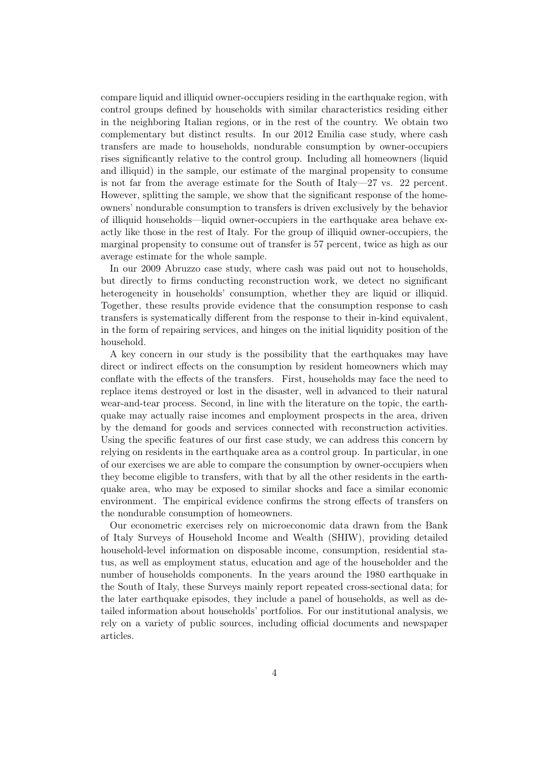compare liquid and illiquid owner-occupiers residing in the earthquake region, with control groups defined by households with similar characteristics residing either in the neighboring Italian regions, or in the rest of the country. We obtain two complementary but distinct results. In our 2012 Emilia case study, where cash transfers are made to households, nondurable consumption by owner-occupiers rises significantly relative to the control group. Including all homeowners (liquid and illiquid) in the sample, our estimate of the marginal propensity to consume is not far from the average estimate for the South of Italy—27 vs. 22 percent. However, splitting the sample, we show that the significant response of the homeowners' nondurable consumption to transfers is driven exclusively by the behavior of illiquid households—liquid owner-occupiers in the earthquake area behave exactly like those in the rest of Italy. For the group of illiquid owner-occupiers, the marginal propensity to consume out of transfer is 57 percent, twice as high as our average estimate for the whole sample.

In our 2009 Abruzzo case study, where cash was paid out not to households, but directly to firms conducting reconstruction work, we detect no significant heterogeneity in households' consumption, whether they are liquid or illiquid. Together, these results provide evidence that the consumption response to cash transfers is systematically different from the response to their in-kind equivalent, in the form of repairing services, and hinges on the initial liquidity position of the household.

A key concern in our study is the possibility that the earthquakes may have direct or indirect effects on the consumption by resident homeowners which may conflate with the effects of the transfers. First, households may face the need to replace items destroyed or lost in the disaster, well in advanced to their natural wear-and-tear process. Second, in line with the literature on the topic, the earthquake may actually raise incomes and employment prospects in the area, driven by the demand for goods and services connected with reconstruction activities. Using the specific features of our first case study, we can address this concern by relying on residents in the earthquake area as a control group. In particular, in one of our exercises we are able to compare the consumption by owner-occupiers when they become eligible to transfers, with that by all the other residents in the earthquake area, who may be exposed to similar shocks and face a similar economic environment. The empirical evidence confirms the strong effects of transfers on the nondurable consumption of homeowners.

Our econometric exercises rely on microeconomic data drawn from the Bank of Italy Surveys of Household Income and Wealth (SHIW), providing detailed household-level information on disposable income, consumption, residential status, as well as employment status, education and age of the householder and the number of households components. In the years around the 1980 earthquake in the South of Italy, these Surveys mainly report repeated cross-sectional data; for the later earthquake episodes, they include a panel of households, as well as detailed information about households' portfolios. For our institutional analysis, we rely on a variety of public sources, including official documents and newspaper articles.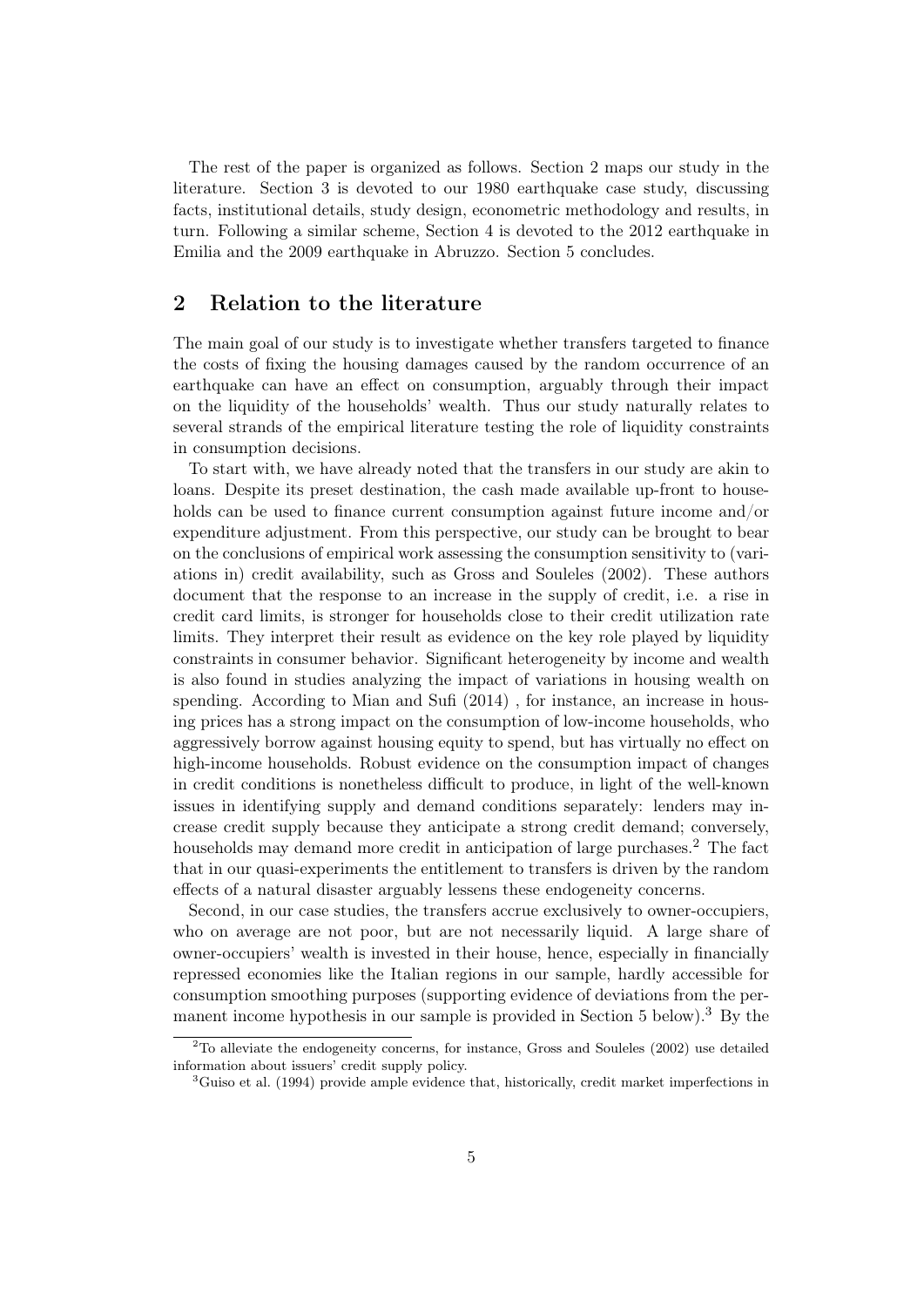The rest of the paper is organized as follows. Section 2 maps our study in the literature. Section 3 is devoted to our 1980 earthquake case study, discussing facts, institutional details, study design, econometric methodology and results, in turn. Following a similar scheme, Section 4 is devoted to the 2012 earthquake in Emilia and the 2009 earthquake in Abruzzo. Section 5 concludes.

## 2 Relation to the literature

The main goal of our study is to investigate whether transfers targeted to finance the costs of fixing the housing damages caused by the random occurrence of an earthquake can have an effect on consumption, arguably through their impact on the liquidity of the households' wealth. Thus our study naturally relates to several strands of the empirical literature testing the role of liquidity constraints in consumption decisions.

To start with, we have already noted that the transfers in our study are akin to loans. Despite its preset destination, the cash made available up-front to households can be used to finance current consumption against future income and/or expenditure adjustment. From this perspective, our study can be brought to bear on the conclusions of empirical work assessing the consumption sensitivity to (variations in) credit availability, such as Gross and Souleles (2002). These authors document that the response to an increase in the supply of credit, i.e. a rise in credit card limits, is stronger for households close to their credit utilization rate limits. They interpret their result as evidence on the key role played by liquidity constraints in consumer behavior. Significant heterogeneity by income and wealth is also found in studies analyzing the impact of variations in housing wealth on spending. According to Mian and Sufi (2014) , for instance, an increase in housing prices has a strong impact on the consumption of low-income households, who aggressively borrow against housing equity to spend, but has virtually no effect on high-income households. Robust evidence on the consumption impact of changes in credit conditions is nonetheless difficult to produce, in light of the well-known issues in identifying supply and demand conditions separately: lenders may increase credit supply because they anticipate a strong credit demand; conversely, households may demand more credit in anticipation of large purchases.[2] The fact that in our quasi-experiments the entitlement to transfers is driven by the random effects of a natural disaster arguably lessens these endogeneity concerns.

Second, in our case studies, the transfers accrue exclusively to owner-occupiers, who on average are not poor, but are not necessarily liquid. A large share of owner-occupiers' wealth is invested in their house, hence, especially in financially repressed economies like the Italian regions in our sample, hardly accessible for consumption smoothing purposes (supporting evidence of deviations from the permanent income hypothesis in our sample is provided in Section 5 below).[3] By the

[2] To alleviate the endogeneity concerns, for instance, Gross and Souleles (2002) use detailed information about issuers' credit supply policy.

[3] Guiso et al. (1994) provide ample evidence that, historically, credit market imperfections in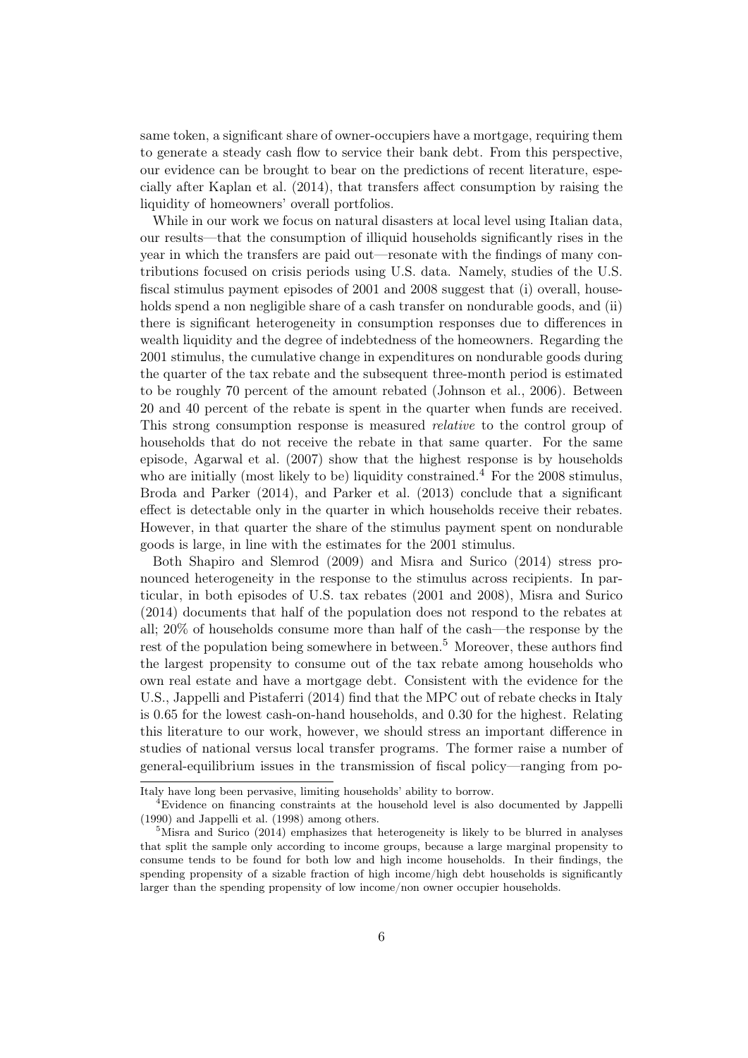same token, a significant share of owner-occupiers have a mortgage, requiring them to generate a steady cash flow to service their bank debt. From this perspective, our evidence can be brought to bear on the predictions of recent literature, especially after Kaplan et al. (2014), that transfers affect consumption by raising the liquidity of homeowners' overall portfolios.

While in our work we focus on natural disasters at local level using Italian data, our results—that the consumption of illiquid households significantly rises in the year in which the transfers are paid out—resonate with the findings of many contributions focused on crisis periods using U.S. data. Namely, studies of the U.S. fiscal stimulus payment episodes of 2001 and 2008 suggest that (i) overall, households spend a non negligible share of a cash transfer on nondurable goods, and (ii) there is significant heterogeneity in consumption responses due to differences in wealth liquidity and the degree of indebtedness of the homeowners. Regarding the 2001 stimulus, the cumulative change in expenditures on nondurable goods during the quarter of the tax rebate and the subsequent three-month period is estimated to be roughly 70 percent of the amount rebated (Johnson et al., 2006). Between 20 and 40 percent of the rebate is spent in the quarter when funds are received. This strong consumption response is measured *relative* to the control group of households that do not receive the rebate in that same quarter. For the same episode, Agarwal et al. (2007) show that the highest response is by households who are initially (most likely to be) liquidity constrained.[4] For the 2008 stimulus, Broda and Parker (2014), and Parker et al. (2013) conclude that a significant effect is detectable only in the quarter in which households receive their rebates. However, in that quarter the share of the stimulus payment spent on nondurable goods is large, in line with the estimates for the 2001 stimulus.

Both Shapiro and Slemrod (2009) and Misra and Surico (2014) stress pronounced heterogeneity in the response to the stimulus across recipients. In particular, in both episodes of U.S. tax rebates (2001 and 2008), Misra and Surico (2014) documents that half of the population does not respond to the rebates at all; 20% of households consume more than half of the cash—the response by the rest of the population being somewhere in between.[5] Moreover, these authors find the largest propensity to consume out of the tax rebate among households who own real estate and have a mortgage debt. Consistent with the evidence for the U.S., Jappelli and Pistaferri (2014) find that the MPC out of rebate checks in Italy is 0.65 for the lowest cash-on-hand households, and 0.30 for the highest. Relating this literature to our work, however, we should stress an important difference in studies of national versus local transfer programs. The former raise a number of general-equilibrium issues in the transmission of fiscal policy—ranging from po-

---

Italy have long been pervasive, limiting households' ability to borrow.

[4] Evidence on financing constraints at the household level is also documented by Jappelli (1990) and Jappelli et al. (1998) among others.

[5] Misra and Surico (2014) emphasizes that heterogeneity is likely to be blurred in analyses that split the sample only according to income groups, because a large marginal propensity to consume tends to be found for both low and high income households. In their findings, the spending propensity of a sizable fraction of high income/high debt households is significantly larger than the spending propensity of low income/non owner occupier households.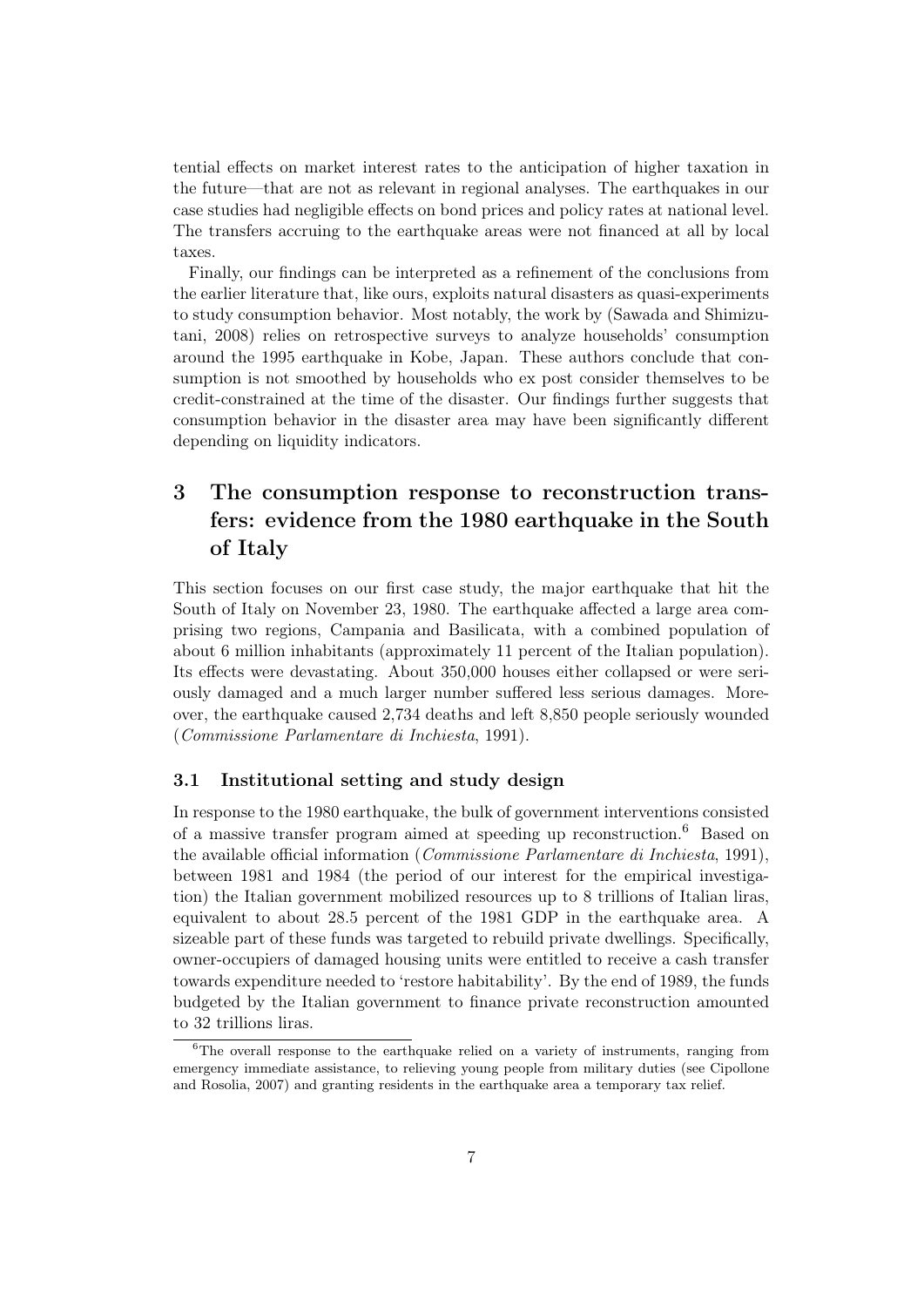tential effects on market interest rates to the anticipation of higher taxation in the future—that are not as relevant in regional analyses. The earthquakes in our case studies had negligible effects on bond prices and policy rates at national level. The transfers accruing to the earthquake areas were not financed at all by local taxes.

Finally, our findings can be interpreted as a refinement of the conclusions from the earlier literature that, like ours, exploits natural disasters as quasi-experiments to study consumption behavior. Most notably, the work by (Sawada and Shimizutani, 2008) relies on retrospective surveys to analyze households' consumption around the 1995 earthquake in Kobe, Japan. These authors conclude that consumption is not smoothed by households who ex post consider themselves to be credit-constrained at the time of the disaster. Our findings further suggests that consumption behavior in the disaster area may have been significantly different depending on liquidity indicators.

## 3 The consumption response to reconstruction transfers: evidence from the 1980 earthquake in the South of Italy

This section focuses on our first case study, the major earthquake that hit the South of Italy on November 23, 1980. The earthquake affected a large area comprising two regions, Campania and Basilicata, with a combined population of about 6 million inhabitants (approximately 11 percent of the Italian population). Its effects were devastating. About 350,000 houses either collapsed or were seriously damaged and a much larger number suffered less serious damages. Moreover, the earthquake caused 2,734 deaths and left 8,850 people seriously wounded (*Commissione Parlamentare di Inchiesta*, 1991).

### 3.1 Institutional setting and study design

In response to the 1980 earthquake, the bulk of government interventions consisted of a massive transfer program aimed at speeding up reconstruction.[6] Based on the available official information (*Commissione Parlamentare di Inchiesta*, 1991), between 1981 and 1984 (the period of our interest for the empirical investigation) the Italian government mobilized resources up to 8 trillions of Italian liras, equivalent to about 28.5 percent of the 1981 GDP in the earthquake area. A sizeable part of these funds was targeted to rebuild private dwellings. Specifically, owner-occupiers of damaged housing units were entitled to receive a cash transfer towards expenditure needed to 'restore habitability'. By the end of 1989, the funds budgeted by the Italian government to finance private reconstruction amounted to 32 trillions liras.

[6] The overall response to the earthquake relied on a variety of instruments, ranging from emergency immediate assistance, to relieving young people from military duties (see Cipollone and Rosolia, 2007) and granting residents in the earthquake area a temporary tax relief.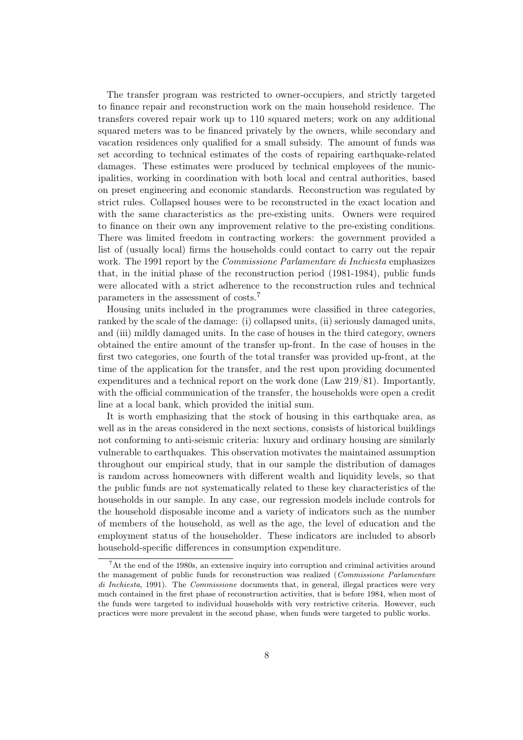The transfer program was restricted to owner-occupiers, and strictly targeted to finance repair and reconstruction work on the main household residence. The transfers covered repair work up to 110 squared meters; work on any additional squared meters was to be financed privately by the owners, while secondary and vacation residences only qualified for a small subsidy. The amount of funds was set according to technical estimates of the costs of repairing earthquake-related damages. These estimates were produced by technical employees of the municipalities, working in coordination with both local and central authorities, based on preset engineering and economic standards. Reconstruction was regulated by strict rules. Collapsed houses were to be reconstructed in the exact location and with the same characteristics as the pre-existing units. Owners were required to finance on their own any improvement relative to the pre-existing conditions. There was limited freedom in contracting workers: the government provided a list of (usually local) firms the households could contact to carry out the repair work. The 1991 report by the *Commissione Parlamentare di Inchiesta* emphasizes that, in the initial phase of the reconstruction period (1981-1984), public funds were allocated with a strict adherence to the reconstruction rules and technical parameters in the assessment of costs.[7]

Housing units included in the programmes were classified in three categories, ranked by the scale of the damage: (i) collapsed units, (ii) seriously damaged units, and (iii) mildly damaged units. In the case of houses in the third category, owners obtained the entire amount of the transfer up-front. In the case of houses in the first two categories, one fourth of the total transfer was provided up-front, at the time of the application for the transfer, and the rest upon providing documented expenditures and a technical report on the work done (Law 219/81). Importantly, with the official communication of the transfer, the households were open a credit line at a local bank, which provided the initial sum.

It is worth emphasizing that the stock of housing in this earthquake area, as well as in the areas considered in the next sections, consists of historical buildings not conforming to anti-seismic criteria: luxury and ordinary housing are similarly vulnerable to earthquakes. This observation motivates the maintained assumption throughout our empirical study, that in our sample the distribution of damages is random across homeowners with different wealth and liquidity levels, so that the public funds are not systematically related to these key characteristics of the households in our sample. In any case, our regression models include controls for the household disposable income and a variety of indicators such as the number of members of the household, as well as the age, the level of education and the employment status of the householder. These indicators are included to absorb household-specific differences in consumption expenditure.

[7]At the end of the 1980s, an extensive inquiry into corruption and criminal activities around the management of public funds for reconstruction was realized (*Commissione Parlamentare di Inchiesta*, 1991). The *Commissione* documents that, in general, illegal practices were very much contained in the first phase of reconstruction activities, that is before 1984, when most of the funds were targeted to individual households with very restrictive criteria. However, such practices were more prevalent in the second phase, when funds were targeted to public works.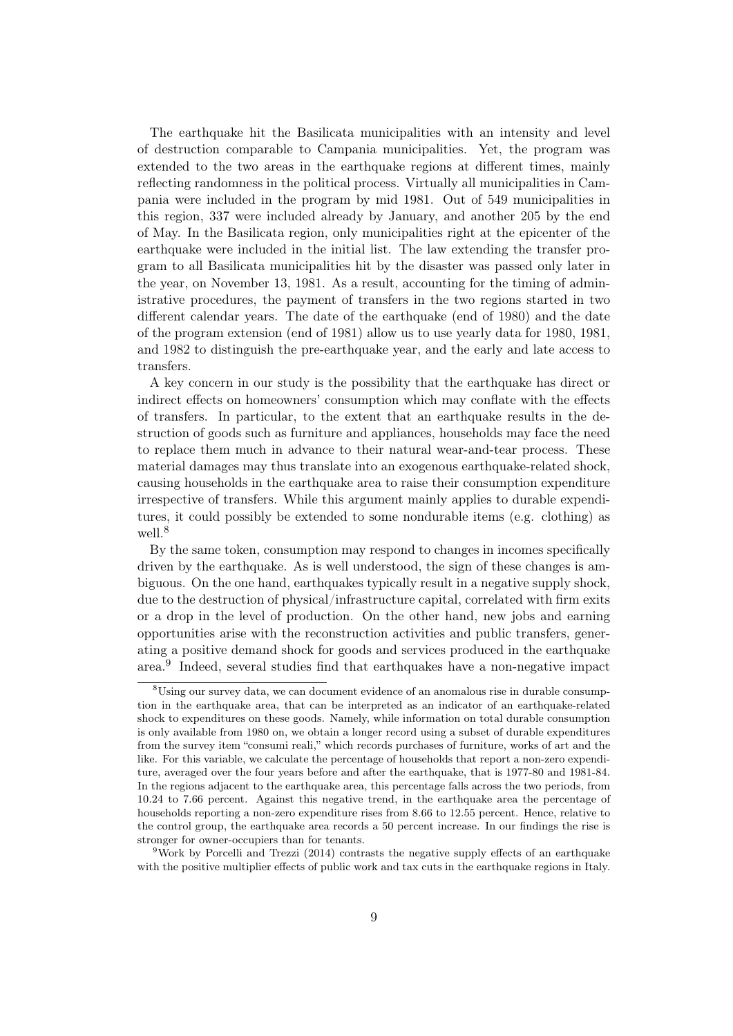The earthquake hit the Basilicata municipalities with an intensity and level of destruction comparable to Campania municipalities. Yet, the program was extended to the two areas in the earthquake regions at different times, mainly reflecting randomness in the political process. Virtually all municipalities in Campania were included in the program by mid 1981. Out of 549 municipalities in this region, 337 were included already by January, and another 205 by the end of May. In the Basilicata region, only municipalities right at the epicenter of the earthquake were included in the initial list. The law extending the transfer program to all Basilicata municipalities hit by the disaster was passed only later in the year, on November 13, 1981. As a result, accounting for the timing of administrative procedures, the payment of transfers in the two regions started in two different calendar years. The date of the earthquake (end of 1980) and the date of the program extension (end of 1981) allow us to use yearly data for 1980, 1981, and 1982 to distinguish the pre-earthquake year, and the early and late access to transfers.

A key concern in our study is the possibility that the earthquake has direct or indirect effects on homeowners' consumption which may conflate with the effects of transfers. In particular, to the extent that an earthquake results in the destruction of goods such as furniture and appliances, households may face the need to replace them much in advance to their natural wear-and-tear process. These material damages may thus translate into an exogenous earthquake-related shock, causing households in the earthquake area to raise their consumption expenditure irrespective of transfers. While this argument mainly applies to durable expenditures, it could possibly be extended to some nondurable items (e.g. clothing) as well.[8]

By the same token, consumption may respond to changes in incomes specifically driven by the earthquake. As is well understood, the sign of these changes is ambiguous. On the one hand, earthquakes typically result in a negative supply shock, due to the destruction of physical/infrastructure capital, correlated with firm exits or a drop in the level of production. On the other hand, new jobs and earning opportunities arise with the reconstruction activities and public transfers, generating a positive demand shock for goods and services produced in the earthquake area.[9] Indeed, several studies find that earthquakes have a non-negative impact

[8] Using our survey data, we can document evidence of an anomalous rise in durable consumption in the earthquake area, that can be interpreted as an indicator of an earthquake-related shock to expenditures on these goods. Namely, while information on total durable consumption is only available from 1980 on, we obtain a longer record using a subset of durable expenditures from the survey item "consumi reali," which records purchases of furniture, works of art and the like. For this variable, we calculate the percentage of households that report a non-zero expenditure, averaged over the four years before and after the earthquake, that is 1977-80 and 1981-84. In the regions adjacent to the earthquake area, this percentage falls across the two periods, from 10.24 to 7.66 percent. Against this negative trend, in the earthquake area the percentage of households reporting a non-zero expenditure rises from 8.66 to 12.55 percent. Hence, relative to the control group, the earthquake area records a 50 percent increase. In our findings the rise is stronger for owner-occupiers than for tenants.

[9] Work by Porcelli and Trezzi (2014) contrasts the negative supply effects of an earthquake with the positive multiplier effects of public work and tax cuts in the earthquake regions in Italy.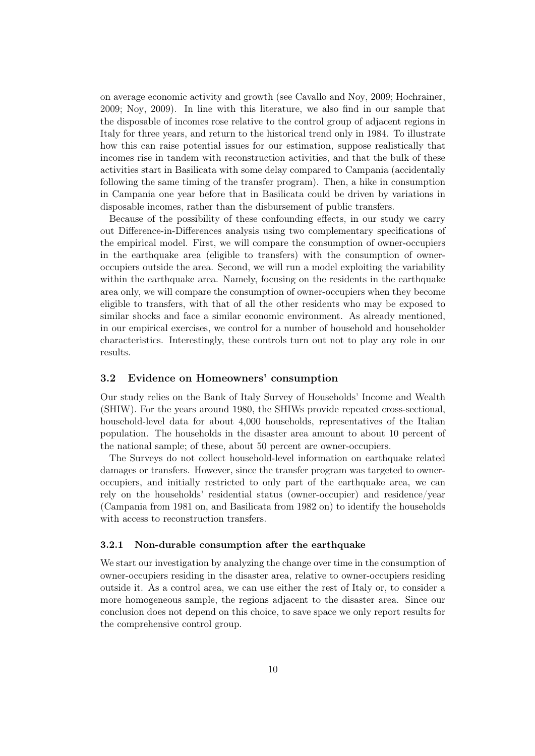on average economic activity and growth (see Cavallo and Noy, 2009; Hochrainer, 2009; Noy, 2009). In line with this literature, we also find in our sample that the disposable of incomes rose relative to the control group of adjacent regions in Italy for three years, and return to the historical trend only in 1984. To illustrate how this can raise potential issues for our estimation, suppose realistically that incomes rise in tandem with reconstruction activities, and that the bulk of these activities start in Basilicata with some delay compared to Campania (accidentally following the same timing of the transfer program). Then, a hike in consumption in Campania one year before that in Basilicata could be driven by variations in disposable incomes, rather than the disbursement of public transfers.

Because of the possibility of these confounding effects, in our study we carry out Difference-in-Differences analysis using two complementary specifications of the empirical model. First, we will compare the consumption of owner-occupiers in the earthquake area (eligible to transfers) with the consumption of owner-occupiers outside the area. Second, we will run a model exploiting the variability within the earthquake area. Namely, focusing on the residents in the earthquake area only, we will compare the consumption of owner-occupiers when they become eligible to transfers, with that of all the other residents who may be exposed to similar shocks and face a similar economic environment. As already mentioned, in our empirical exercises, we control for a number of household and householder characteristics. Interestingly, these controls turn out not to play any role in our results.

### 3.2 Evidence on Homeowners' consumption

Our study relies on the Bank of Italy Survey of Households' Income and Wealth (SHIW). For the years around 1980, the SHIWs provide repeated cross-sectional, household-level data for about 4,000 households, representatives of the Italian population. The households in the disaster area amount to about 10 percent of the national sample; of these, about 50 percent are owner-occupiers.

The Surveys do not collect household-level information on earthquake related damages or transfers. However, since the transfer program was targeted to owner-occupiers, and initially restricted to only part of the earthquake area, we can rely on the households' residential status (owner-occupier) and residence/year (Campania from 1981 on, and Basilicata from 1982 on) to identify the households with access to reconstruction transfers.

#### 3.2.1 Non-durable consumption after the earthquake

We start our investigation by analyzing the change over time in the consumption of owner-occupiers residing in the disaster area, relative to owner-occupiers residing outside it. As a control area, we can use either the rest of Italy or, to consider a more homogeneous sample, the regions adjacent to the disaster area. Since our conclusion does not depend on this choice, to save space we only report results for the comprehensive control group.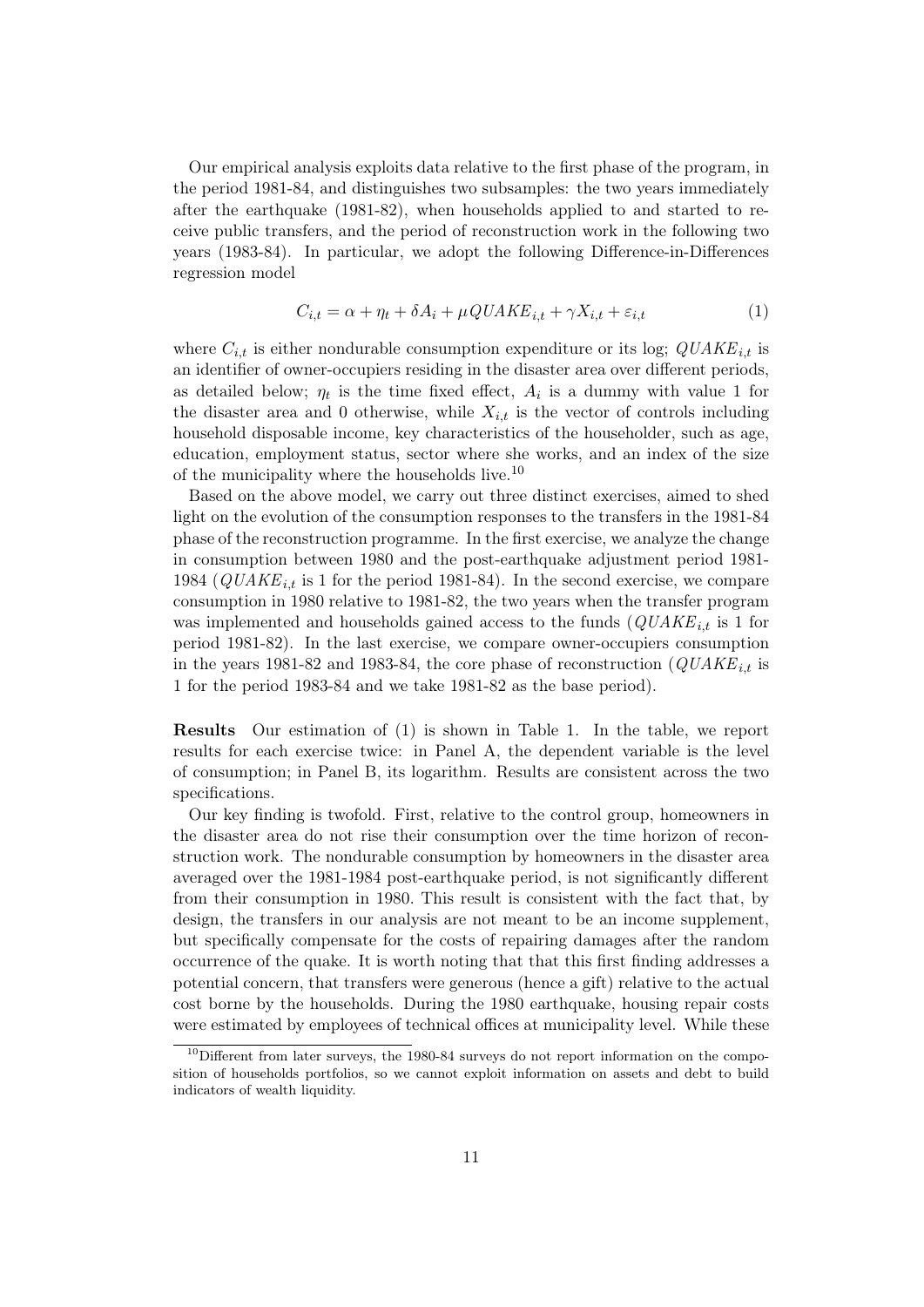Our empirical analysis exploits data relative to the first phase of the program, in the period 1981-84, and distinguishes two subsamples: the two years immediately after the earthquake (1981-82), when households applied to and started to receive public transfers, and the period of reconstruction work in the following two years (1983-84). In particular, we adopt the following Difference-in-Differences regression model

$$C_{i,t} = \alpha + \eta_t + \delta A_i + \mu QUAKE_{i,t} + \gamma X_{i,t} + \varepsilon_{i,t} \tag{1}$$

where $C_{i,t}$ is either nondurable consumption expenditure or its log; $QUAKE_{i,t}$ is an identifier of owner-occupiers residing in the disaster area over different periods, as detailed below; $\eta_t$ is the time fixed effect, $A_i$ is a dummy with value 1 for the disaster area and 0 otherwise, while $X_{i,t}$ is the vector of controls including household disposable income, key characteristics of the householder, such as age, education, employment status, sector where she works, and an index of the size of the municipality where the households live.[10]

Based on the above model, we carry out three distinct exercises, aimed to shed light on the evolution of the consumption responses to the transfers in the 1981-84 phase of the reconstruction programme. In the first exercise, we analyze the change in consumption between 1980 and the post-earthquake adjustment period 1981-1984 ($QUAKE_{i,t}$ is 1 for the period 1981-84). In the second exercise, we compare consumption in 1980 relative to 1981-82, the two years when the transfer program was implemented and households gained access to the funds ($QUAKE_{i,t}$ is 1 for period 1981-82). In the last exercise, we compare owner-occupiers consumption in the years 1981-82 and 1983-84, the core phase of reconstruction ($QUAKE_{i,t}$ is 1 for the period 1983-84 and we take 1981-82 as the base period).

**Results** Our estimation of (1) is shown in Table 1. In the table, we report results for each exercise twice: in Panel A, the dependent variable is the level of consumption; in Panel B, its logarithm. Results are consistent across the two specifications.

Our key finding is twofold. First, relative to the control group, homeowners in the disaster area do not rise their consumption over the time horizon of reconstruction work. The nondurable consumption by homeowners in the disaster area averaged over the 1981-1984 post-earthquake period, is not significantly different from their consumption in 1980. This result is consistent with the fact that, by design, the transfers in our analysis are not meant to be an income supplement, but specifically compensate for the costs of repairing damages after the random occurrence of the quake. It is worth noting that that this first finding addresses a potential concern, that transfers were generous (hence a gift) relative to the actual cost borne by the households. During the 1980 earthquake, housing repair costs were estimated by employees of technical offices at municipality level. While these

[10] Different from later surveys, the 1980-84 surveys do not report information on the composition of households portfolios, so we cannot exploit information on assets and debt to build indicators of wealth liquidity.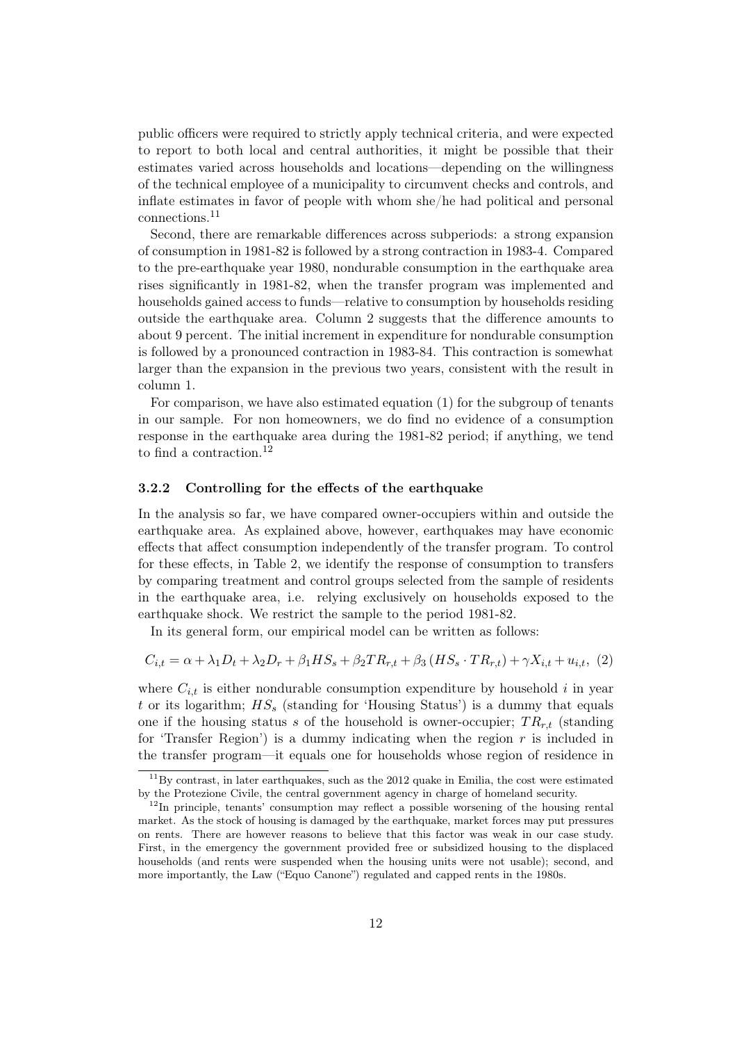public officers were required to strictly apply technical criteria, and were expected to report to both local and central authorities, it might be possible that their estimates varied across households and locations—depending on the willingness of the technical employee of a municipality to circumvent checks and controls, and inflate estimates in favor of people with whom she/he had political and personal connections.[11]

Second, there are remarkable differences across subperiods: a strong expansion of consumption in 1981-82 is followed by a strong contraction in 1983-4. Compared to the pre-earthquake year 1980, nondurable consumption in the earthquake area rises significantly in 1981-82, when the transfer program was implemented and households gained access to funds—relative to consumption by households residing outside the earthquake area. Column 2 suggests that the difference amounts to about 9 percent. The initial increment in expenditure for nondurable consumption is followed by a pronounced contraction in 1983-84. This contraction is somewhat larger than the expansion in the previous two years, consistent with the result in column 1.

For comparison, we have also estimated equation (1) for the subgroup of tenants in our sample. For non homeowners, we do find no evidence of a consumption response in the earthquake area during the 1981-82 period; if anything, we tend to find a contraction.[12]

### 3.2.2 Controlling for the effects of the earthquake

In the analysis so far, we have compared owner-occupiers within and outside the earthquake area. As explained above, however, earthquakes may have economic effects that affect consumption independently of the transfer program. To control for these effects, in Table 2, we identify the response of consumption to transfers by comparing treatment and control groups selected from the sample of residents in the earthquake area, i.e. relying exclusively on households exposed to the earthquake shock. We restrict the sample to the period 1981-82.

In its general form, our empirical model can be written as follows:

$$C_{i,t} = \alpha + \lambda_1 D_t + \lambda_2 D_r + \beta_1 HS_s + \beta_2 TR_{r,t} + \beta_3 (HS_s \cdot TR_{r,t}) + \gamma X_{i,t} + u_{i,t}, \quad (2)$$

where $C_{i,t}$ is either nondurable consumption expenditure by household $i$ in year $t$ or its logarithm; $HS_s$ (standing for 'Housing Status') is a dummy that equals one if the housing status $s$ of the household is owner-occupier; $TR_{r,t}$ (standing for 'Transfer Region') is a dummy indicating when the region $r$ is included in the transfer program—it equals one for households whose region of residence in

[11] By contrast, in later earthquakes, such as the 2012 quake in Emilia, the cost were estimated by the Protezione Civile, the central government agency in charge of homeland security.

[12] In principle, tenants' consumption may reflect a possible worsening of the housing rental market. As the stock of housing is damaged by the earthquake, market forces may put pressures on rents. There are however reasons to believe that this factor was weak in our case study. First, in the emergency the government provided free or subsidized housing to the displaced households (and rents were suspended when the housing units were not usable); second, and more importantly, the Law ("Equo Canone") regulated and capped rents in the 1980s.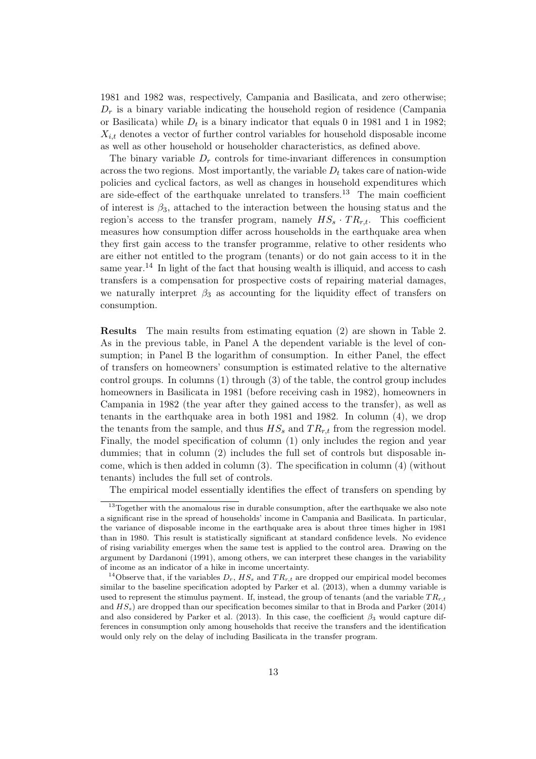1981 and 1982 was, respectively, Campania and Basilicata, and zero otherwise; $D_r$ is a binary variable indicating the household region of residence (Campania or Basilicata) while $D_t$ is a binary indicator that equals 0 in 1981 and 1 in 1982; $X_{i,t}$ denotes a vector of further control variables for household disposable income as well as other household or householder characteristics, as defined above.

The binary variable $D_r$ controls for time-invariant differences in consumption across the two regions. Most importantly, the variable $D_t$ takes care of nation-wide policies and cyclical factors, as well as changes in household expenditures which are side-effect of the earthquake unrelated to transfers.[13] The main coefficient of interest is $\beta_3$, attached to the interaction between the housing status and the region's access to the transfer program, namely $HS_s \cdot TR_{r,t}$. This coefficient measures how consumption differ across households in the earthquake area when they first gain access to the transfer programme, relative to other residents who are either not entitled to the program (tenants) or do not gain access to it in the same year.[14] In light of the fact that housing wealth is illiquid, and access to cash transfers is a compensation for prospective costs of repairing material damages, we naturally interpret $\beta_3$ as accounting for the liquidity effect of transfers on consumption.

**Results** The main results from estimating equation (2) are shown in Table 2. As in the previous table, in Panel A the dependent variable is the level of consumption; in Panel B the logarithm of consumption. In either Panel, the effect of transfers on homeowners' consumption is estimated relative to the alternative control groups. In columns (1) through (3) of the table, the control group includes homeowners in Basilicata in 1981 (before receiving cash in 1982), homeowners in Campania in 1982 (the year after they gained access to the transfer), as well as tenants in the earthquake area in both 1981 and 1982. In column (4), we drop the tenants from the sample, and thus $HS_s$ and $TR_{r,t}$ from the regression model. Finally, the model specification of column (1) only includes the region and year dummies; that in column (2) includes the full set of controls but disposable income, which is then added in column (3). The specification in column (4) (without tenants) includes the full set of controls.

The empirical model essentially identifies the effect of transfers on spending by

[13] Together with the anomalous rise in durable consumption, after the earthquake we also note a significant rise in the spread of households' income in Campania and Basilicata. In particular, the variance of disposable income in the earthquake area is about three times higher in 1981 than in 1980. This result is statistically significant at standard confidence levels. No evidence of rising variability emerges when the same test is applied to the control area. Drawing on the argument by Dardanoni (1991), among others, we can interpret these changes in the variability of income as an indicator of a hike in income uncertainty.

[14] Observe that, if the variables $D_r$, $HS_s$ and $TR_{r,t}$ are dropped our empirical model becomes similar to the baseline specification adopted by Parker et al. (2013), when a dummy variable is used to represent the stimulus payment. If, instead, the group of tenants (and the variable $TR_{r,t}$ and $HS_s$) are dropped than our specification becomes similar to that in Broda and Parker (2014) and also considered by Parker et al. (2013). In this case, the coefficient $\beta_3$ would capture differences in consumption only among households that receive the transfers and the identification would only rely on the delay of including Basilicata in the transfer program.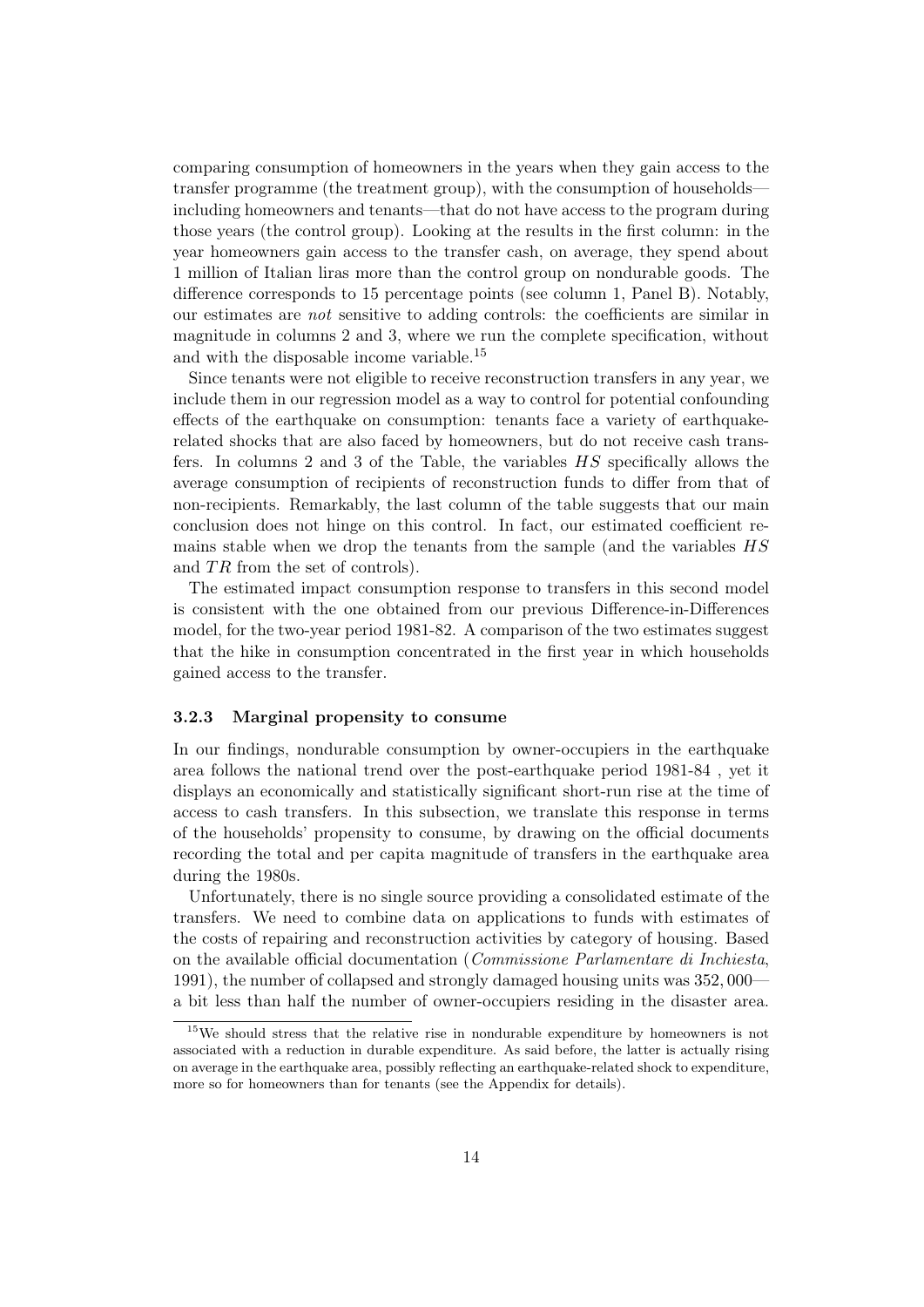comparing consumption of homeowners in the years when they gain access to the transfer programme (the treatment group), with the consumption of households—including homeowners and tenants—that do not have access to the program during those years (the control group). Looking at the results in the first column: in the year homeowners gain access to the transfer cash, on average, they spend about 1 million of Italian liras more than the control group on nondurable goods. The difference corresponds to 15 percentage points (see column 1, Panel B). Notably, our estimates are *not* sensitive to adding controls: the coefficients are similar in magnitude in columns 2 and 3, where we run the complete specification, without and with the disposable income variable.[15]

Since tenants were not eligible to receive reconstruction transfers in any year, we include them in our regression model as a way to control for potential confounding effects of the earthquake on consumption: tenants face a variety of earthquake-related shocks that are also faced by homeowners, but do not receive cash transfers. In columns 2 and 3 of the Table, the variables $HS$ specifically allows the average consumption of recipients of reconstruction funds to differ from that of non-recipients. Remarkably, the last column of the table suggests that our main conclusion does not hinge on this control. In fact, our estimated coefficient remains stable when we drop the tenants from the sample (and the variables $HS$ and $TR$ from the set of controls).

The estimated impact consumption response to transfers in this second model is consistent with the one obtained from our previous Difference-in-Differences model, for the two-year period 1981-82. A comparison of the two estimates suggest that the hike in consumption concentrated in the first year in which households gained access to the transfer.

### 3.2.3 Marginal propensity to consume

In our findings, nondurable consumption by owner-occupiers in the earthquake area follows the national trend over the post-earthquake period 1981-84 , yet it displays an economically and statistically significant short-run rise at the time of access to cash transfers. In this subsection, we translate this response in terms of the households' propensity to consume, by drawing on the official documents recording the total and per capita magnitude of transfers in the earthquake area during the 1980s.

Unfortunately, there is no single source providing a consolidated estimate of the transfers. We need to combine data on applications to funds with estimates of the costs of repairing and reconstruction activities by category of housing. Based on the available official documentation (*Commissione Parlamentare di Inchiesta*, 1991), the number of collapsed and strongly damaged housing units was 352,000—a bit less than half the number of owner-occupiers residing in the disaster area.

[15] We should stress that the relative rise in nondurable expenditure by homeowners is not associated with a reduction in durable expenditure. As said before, the latter is actually rising on average in the earthquake area, possibly reflecting an earthquake-related shock to expenditure, more so for homeowners than for tenants (see the Appendix for details).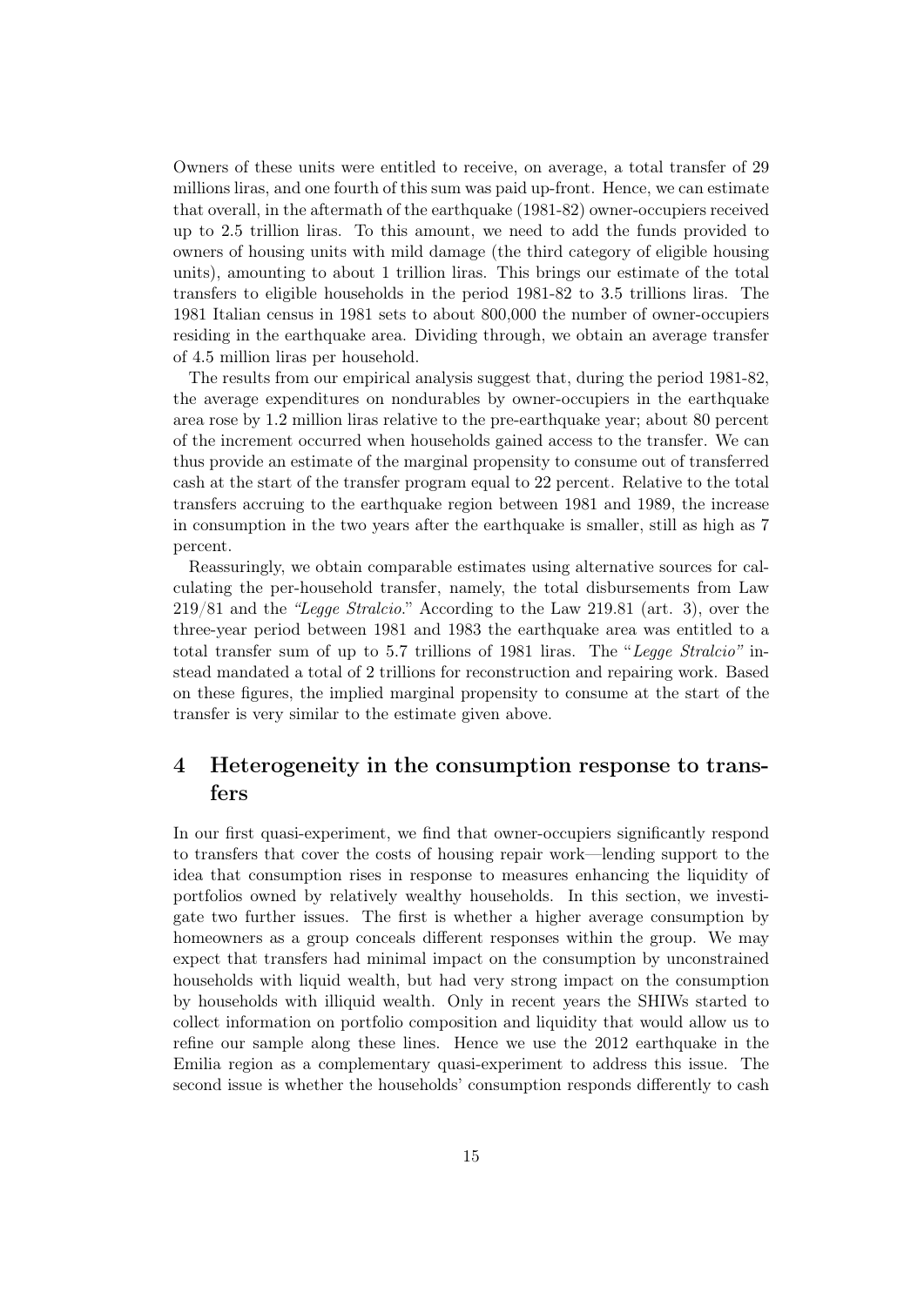Owners of these units were entitled to receive, on average, a total transfer of 29 millions liras, and one fourth of this sum was paid up-front. Hence, we can estimate that overall, in the aftermath of the earthquake (1981-82) owner-occupiers received up to 2.5 trillion liras. To this amount, we need to add the funds provided to owners of housing units with mild damage (the third category of eligible housing units), amounting to about 1 trillion liras. This brings our estimate of the total transfers to eligible households in the period 1981-82 to 3.5 trillions liras. The 1981 Italian census in 1981 sets to about 800,000 the number of owner-occupiers residing in the earthquake area. Dividing through, we obtain an average transfer of 4.5 million liras per household.

The results from our empirical analysis suggest that, during the period 1981-82, the average expenditures on nondurables by owner-occupiers in the earthquake area rose by 1.2 million liras relative to the pre-earthquake year; about 80 percent of the increment occurred when households gained access to the transfer. We can thus provide an estimate of the marginal propensity to consume out of transferred cash at the start of the transfer program equal to 22 percent. Relative to the total transfers accruing to the earthquake region between 1981 and 1989, the increase in consumption in the two years after the earthquake is smaller, still as high as 7 percent.

Reassuringly, we obtain comparable estimates using alternative sources for calculating the per-household transfer, namely, the total disbursements from Law 219/81 and the *"Legge Stralcio."* According to the Law 219.81 (art. 3), over the three-year period between 1981 and 1983 the earthquake area was entitled to a total transfer sum of up to 5.7 trillions of 1981 liras. The "*Legge Stralcio"* instead mandated a total of 2 trillions for reconstruction and repairing work. Based on these figures, the implied marginal propensity to consume at the start of the transfer is very similar to the estimate given above.

## 4 Heterogeneity in the consumption response to transfers

In our first quasi-experiment, we find that owner-occupiers significantly respond to transfers that cover the costs of housing repair work—lending support to the idea that consumption rises in response to measures enhancing the liquidity of portfolios owned by relatively wealthy households. In this section, we investigate two further issues. The first is whether a higher average consumption by homeowners as a group conceals different responses within the group. We may expect that transfers had minimal impact on the consumption by unconstrained households with liquid wealth, but had very strong impact on the consumption by households with illiquid wealth. Only in recent years the SHIWs started to collect information on portfolio composition and liquidity that would allow us to refine our sample along these lines. Hence we use the 2012 earthquake in the Emilia region as a complementary quasi-experiment to address this issue. The second issue is whether the households' consumption responds differently to cash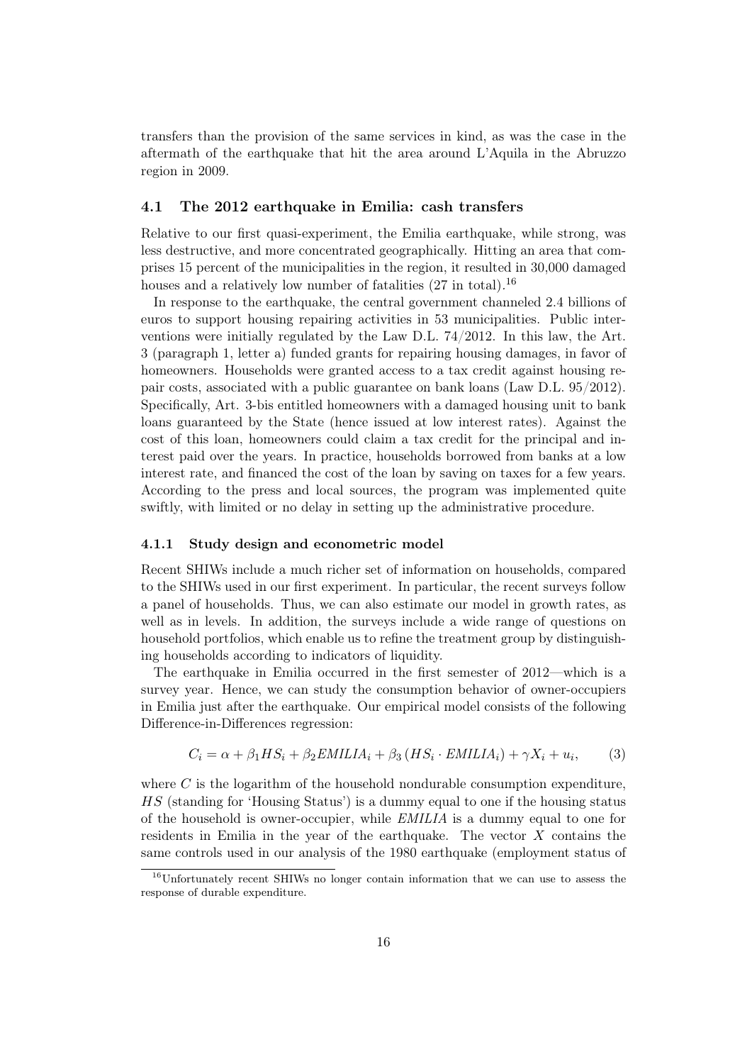transfers than the provision of the same services in kind, as was the case in the aftermath of the earthquake that hit the area around L'Aquila in the Abruzzo region in 2009.

### 4.1 The 2012 earthquake in Emilia: cash transfers

Relative to our first quasi-experiment, the Emilia earthquake, while strong, was less destructive, and more concentrated geographically. Hitting an area that comprises 15 percent of the municipalities in the region, it resulted in 30,000 damaged houses and a relatively low number of fatalities (27 in total).[16]

In response to the earthquake, the central government channeled 2.4 billions of euros to support housing repairing activities in 53 municipalities. Public interventions were initially regulated by the Law D.L. 74/2012. In this law, the Art. 3 (paragraph 1, letter a) funded grants for repairing housing damages, in favor of homeowners. Households were granted access to a tax credit against housing repair costs, associated with a public guarantee on bank loans (Law D.L. 95/2012). Specifically, Art. 3-bis entitled homeowners with a damaged housing unit to bank loans guaranteed by the State (hence issued at low interest rates). Against the cost of this loan, homeowners could claim a tax credit for the principal and interest paid over the years. In practice, households borrowed from banks at a low interest rate, and financed the cost of the loan by saving on taxes for a few years. According to the press and local sources, the program was implemented quite swiftly, with limited or no delay in setting up the administrative procedure.

#### 4.1.1 Study design and econometric model

Recent SHIWs include a much richer set of information on households, compared to the SHIWs used in our first experiment. In particular, the recent surveys follow a panel of households. Thus, we can also estimate our model in growth rates, as well as in levels. In addition, the surveys include a wide range of questions on household portfolios, which enable us to refine the treatment group by distinguishing households according to indicators of liquidity.

The earthquake in Emilia occurred in the first semester of 2012—which is a survey year. Hence, we can study the consumption behavior of owner-occupiers in Emilia just after the earthquake. Our empirical model consists of the following Difference-in-Differences regression:

$$C_i = \alpha + \beta_1 HS_i + \beta_2 EMILIA_i + \beta_3 \left( HS_i \cdot EMILIA_i \right) + \gamma X_i + u_i, \qquad (3)$$

where $C$ is the logarithm of the household nondurable consumption expenditure, $HS$ (standing for 'Housing Status') is a dummy equal to one if the housing status of the household is owner-occupier, while $EMILIA$ is a dummy equal to one for residents in Emilia in the year of the earthquake. The vector $X$ contains the same controls used in our analysis of the 1980 earthquake (employment status of

[16] Unfortunately recent SHIWs no longer contain information that we can use to assess the response of durable expenditure.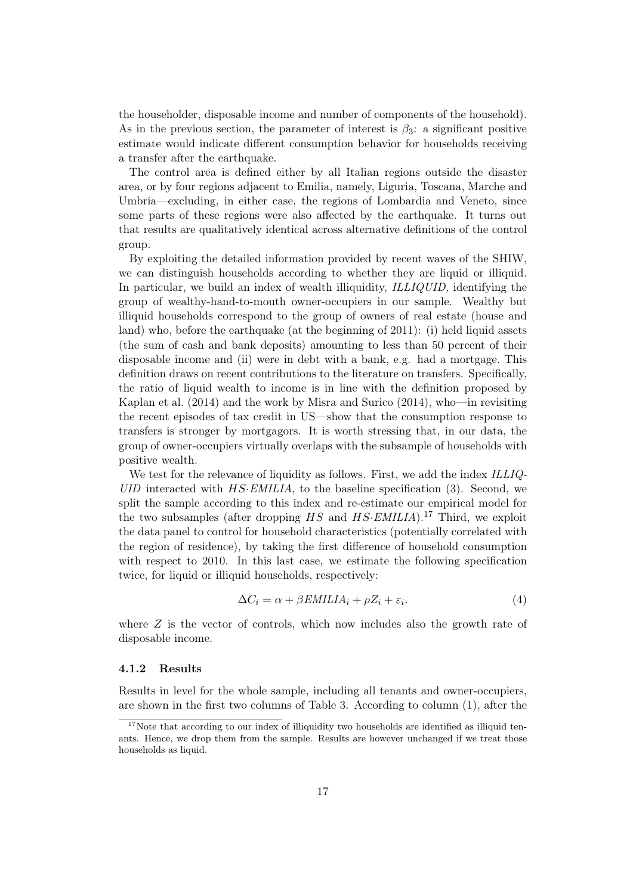the householder, disposable income and number of components of the household). As in the previous section, the parameter of interest is $\beta_3$: a significant positive estimate would indicate different consumption behavior for households receiving a transfer after the earthquake.

The control area is defined either by all Italian regions outside the disaster area, or by four regions adjacent to Emilia, namely, Liguria, Toscana, Marche and Umbria—excluding, in either case, the regions of Lombardia and Veneto, since some parts of these regions were also affected by the earthquake. It turns out that results are qualitatively identical across alternative definitions of the control group.

By exploiting the detailed information provided by recent waves of the SHIW, we can distinguish households according to whether they are liquid or illiquid. In particular, we build an index of wealth illiquidity, *ILLIQUID,* identifying the group of wealthy-hand-to-mouth owner-occupiers in our sample. Wealthy but illiquid households correspond to the group of owners of real estate (house and land) who, before the earthquake (at the beginning of 2011): (i) held liquid assets (the sum of cash and bank deposits) amounting to less than 50 percent of their disposable income and (ii) were in debt with a bank, e.g. had a mortgage. This definition draws on recent contributions to the literature on transfers. Specifically, the ratio of liquid wealth to income is in line with the definition proposed by Kaplan et al. (2014) and the work by Misra and Surico (2014), who—in revisiting the recent episodes of tax credit in US—show that the consumption response to transfers is stronger by mortgagors. It is worth stressing that, in our data, the group of owner-occupiers virtually overlaps with the subsample of households with positive wealth.

We test for the relevance of liquidity as follows. First, we add the index *ILLIQUID* interacted with $HS{\cdot}EMILIA$, to the baseline specification (3). Second, we split the sample according to this index and re-estimate our empirical model for the two subsamples (after dropping $HS$ and $HS{\cdot}EMILIA$).[17] Third, we exploit the data panel to control for household characteristics (potentially correlated with the region of residence), by taking the first difference of household consumption with respect to 2010. In this last case, we estimate the following specification twice, for liquid or illiquid households, respectively:

$$\Delta C_i = \alpha + \beta EMILIA_i + \rho Z_i + \varepsilon_i. \tag{4}$$

where $Z$ is the vector of controls, which now includes also the growth rate of disposable income.

### 4.1.2 Results

Results in level for the whole sample, including all tenants and owner-occupiers, are shown in the first two columns of Table 3. According to column (1), after the

[17] Note that according to our index of illiquidity two households are identified as illiquid tenants. Hence, we drop them from the sample. Results are however unchanged if we treat those households as liquid.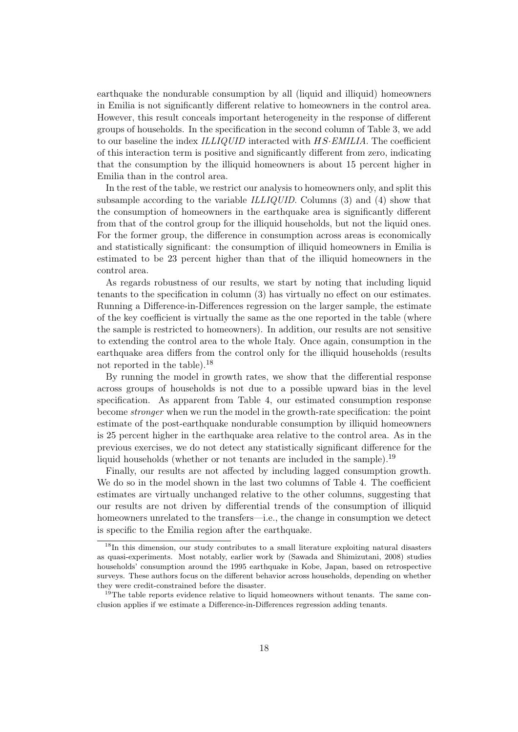earthquake the nondurable consumption by all (liquid and illiquid) homeowners in Emilia is not significantly different relative to homeowners in the control area. However, this result conceals important heterogeneity in the response of different groups of households. In the specification in the second column of Table 3, we add to our baseline the index *ILLIQUID* interacted with *HS·EMILIA*. The coefficient of this interaction term is positive and significantly different from zero, indicating that the consumption by the illiquid homeowners is about 15 percent higher in Emilia than in the control area.

In the rest of the table, we restrict our analysis to homeowners only, and split this subsample according to the variable *ILLIQUID*. Columns (3) and (4) show that the consumption of homeowners in the earthquake area is significantly different from that of the control group for the illiquid households, but not the liquid ones. For the former group, the difference in consumption across areas is economically and statistically significant: the consumption of illiquid homeowners in Emilia is estimated to be 23 percent higher than that of the illiquid homeowners in the control area.

As regards robustness of our results, we start by noting that including liquid tenants to the specification in column (3) has virtually no effect on our estimates. Running a Difference-in-Differences regression on the larger sample, the estimate of the key coefficient is virtually the same as the one reported in the table (where the sample is restricted to homeowners). In addition, our results are not sensitive to extending the control area to the whole Italy. Once again, consumption in the earthquake area differs from the control only for the illiquid households (results not reported in the table).[18]

By running the model in growth rates, we show that the differential response across groups of households is not due to a possible upward bias in the level specification. As apparent from Table 4, our estimated consumption response become *stronger* when we run the model in the growth-rate specification: the point estimate of the post-earthquake nondurable consumption by illiquid homeowners is 25 percent higher in the earthquake area relative to the control area. As in the previous exercises, we do not detect any statistically significant difference for the liquid households (whether or not tenants are included in the sample).[19]

Finally, our results are not affected by including lagged consumption growth. We do so in the model shown in the last two columns of Table 4. The coefficient estimates are virtually unchanged relative to the other columns, suggesting that our results are not driven by differential trends of the consumption of illiquid homeowners unrelated to the transfers—i.e., the change in consumption we detect is specific to the Emilia region after the earthquake.

[18] In this dimension, our study contributes to a small literature exploiting natural disasters as quasi-experiments. Most notably, earlier work by (Sawada and Shimizutani, 2008) studies households' consumption around the 1995 earthquake in Kobe, Japan, based on retrospective surveys. These authors focus on the different behavior across households, depending on whether they were credit-constrained before the disaster.

[19] The table reports evidence relative to liquid homeowners without tenants. The same conclusion applies if we estimate a Difference-in-Differences regression adding tenants.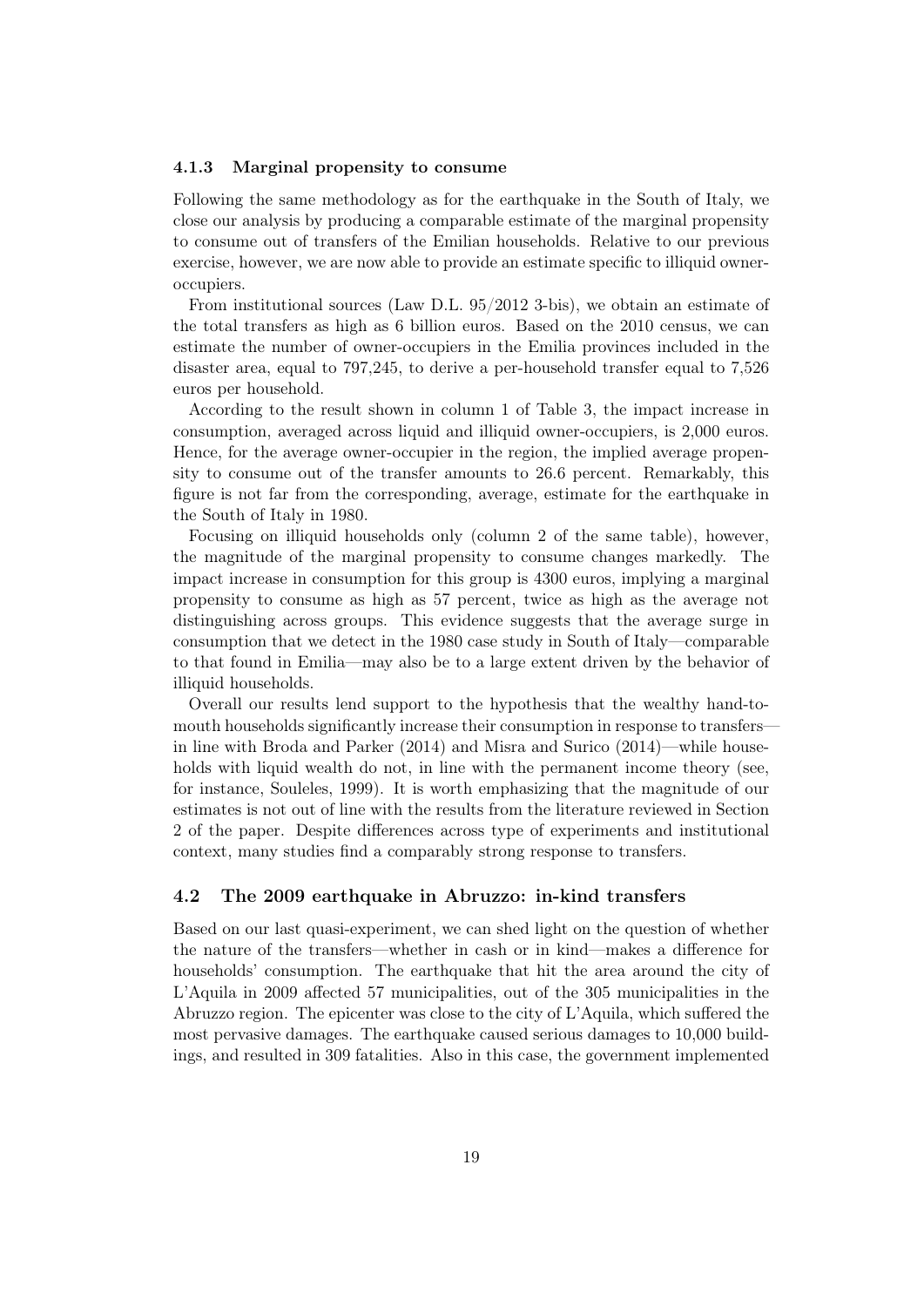#### 4.1.3 Marginal propensity to consume

Following the same methodology as for the earthquake in the South of Italy, we close our analysis by producing a comparable estimate of the marginal propensity to consume out of transfers of the Emilian households. Relative to our previous exercise, however, we are now able to provide an estimate specific to illiquid owner-occupiers.

From institutional sources (Law D.L. 95/2012 3-bis), we obtain an estimate of the total transfers as high as 6 billion euros. Based on the 2010 census, we can estimate the number of owner-occupiers in the Emilia provinces included in the disaster area, equal to 797,245, to derive a per-household transfer equal to 7,526 euros per household.

According to the result shown in column 1 of Table 3, the impact increase in consumption, averaged across liquid and illiquid owner-occupiers, is 2,000 euros. Hence, for the average owner-occupier in the region, the implied average propensity to consume out of the transfer amounts to 26.6 percent. Remarkably, this figure is not far from the corresponding, average, estimate for the earthquake in the South of Italy in 1980.

Focusing on illiquid households only (column 2 of the same table), however, the magnitude of the marginal propensity to consume changes markedly. The impact increase in consumption for this group is 4300 euros, implying a marginal propensity to consume as high as 57 percent, twice as high as the average not distinguishing across groups. This evidence suggests that the average surge in consumption that we detect in the 1980 case study in South of Italy—comparable to that found in Emilia—may also be to a large extent driven by the behavior of illiquid households.

Overall our results lend support to the hypothesis that the wealthy hand-to-mouth households significantly increase their consumption in response to transfers—in line with Broda and Parker (2014) and Misra and Surico (2014)—while households with liquid wealth do not, in line with the permanent income theory (see, for instance, Souleles, 1999). It is worth emphasizing that the magnitude of our estimates is not out of line with the results from the literature reviewed in Section 2 of the paper. Despite differences across type of experiments and institutional context, many studies find a comparably strong response to transfers.

### 4.2 The 2009 earthquake in Abruzzo: in-kind transfers

Based on our last quasi-experiment, we can shed light on the question of whether the nature of the transfers—whether in cash or in kind—makes a difference for households' consumption. The earthquake that hit the area around the city of L'Aquila in 2009 affected 57 municipalities, out of the 305 municipalities in the Abruzzo region. The epicenter was close to the city of L'Aquila, which suffered the most pervasive damages. The earthquake caused serious damages to 10,000 buildings, and resulted in 309 fatalities. Also in this case, the government implemented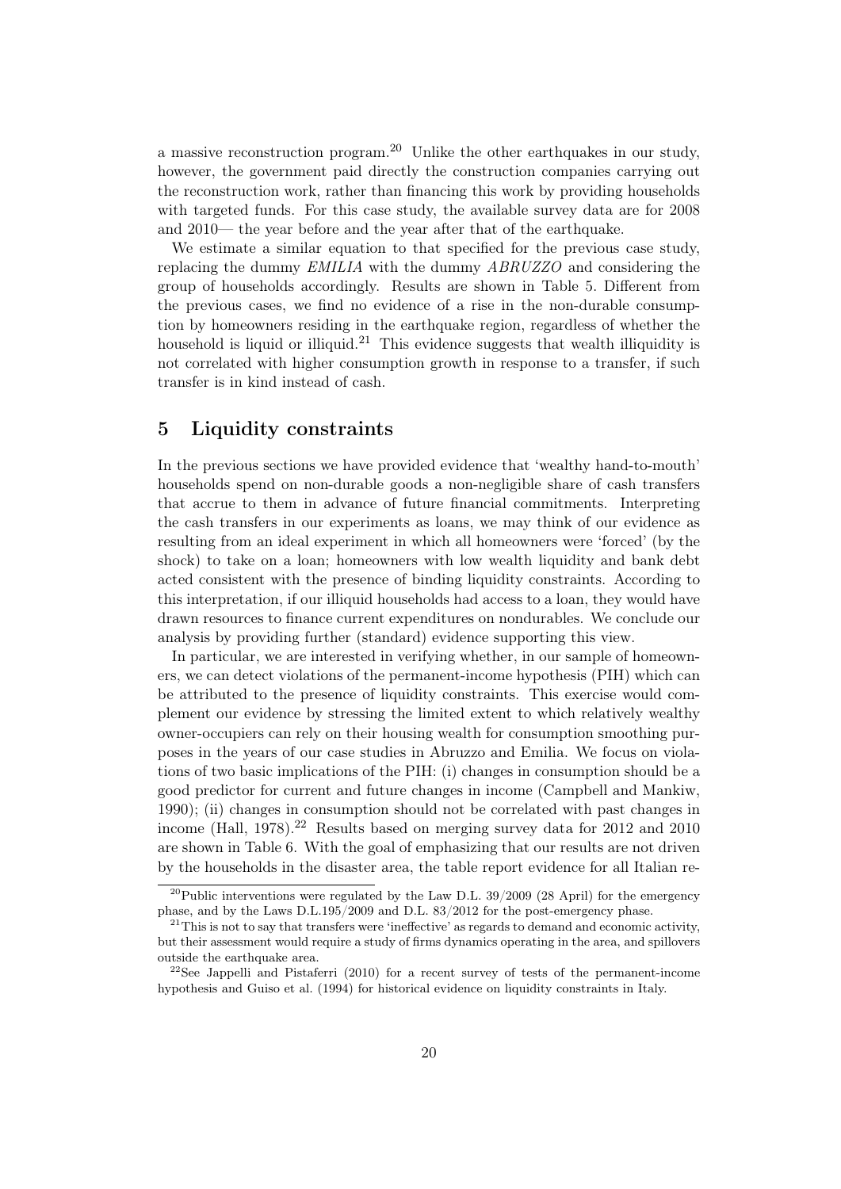a massive reconstruction program.[20] Unlike the other earthquakes in our study, however, the government paid directly the construction companies carrying out the reconstruction work, rather than financing this work by providing households with targeted funds. For this case study, the available survey data are for 2008 and 2010— the year before and the year after that of the earthquake.

We estimate a similar equation to that specified for the previous case study, replacing the dummy *EMILIA* with the dummy *ABRUZZO* and considering the group of households accordingly. Results are shown in Table 5. Different from the previous cases, we find no evidence of a rise in the non-durable consumption by homeowners residing in the earthquake region, regardless of whether the household is liquid or illiquid.[21] This evidence suggests that wealth illiquidity is not correlated with higher consumption growth in response to a transfer, if such transfer is in kind instead of cash.

## 5 Liquidity constraints

In the previous sections we have provided evidence that 'wealthy hand-to-mouth' households spend on non-durable goods a non-negligible share of cash transfers that accrue to them in advance of future financial commitments. Interpreting the cash transfers in our experiments as loans, we may think of our evidence as resulting from an ideal experiment in which all homeowners were 'forced' (by the shock) to take on a loan; homeowners with low wealth liquidity and bank debt acted consistent with the presence of binding liquidity constraints. According to this interpretation, if our illiquid households had access to a loan, they would have drawn resources to finance current expenditures on nondurables. We conclude our analysis by providing further (standard) evidence supporting this view.

In particular, we are interested in verifying whether, in our sample of homeowners, we can detect violations of the permanent-income hypothesis (PIH) which can be attributed to the presence of liquidity constraints. This exercise would complement our evidence by stressing the limited extent to which relatively wealthy owner-occupiers can rely on their housing wealth for consumption smoothing purposes in the years of our case studies in Abruzzo and Emilia. We focus on violations of two basic implications of the PIH: (i) changes in consumption should be a good predictor for current and future changes in income (Campbell and Mankiw, 1990); (ii) changes in consumption should not be correlated with past changes in income (Hall, 1978).[22] Results based on merging survey data for 2012 and 2010 are shown in Table 6. With the goal of emphasizing that our results are not driven by the households in the disaster area, the table report evidence for all Italian re-

[20] Public interventions were regulated by the Law D.L. 39/2009 (28 April) for the emergency phase, and by the Laws D.L.195/2009 and D.L. 83/2012 for the post-emergency phase.

[21] This is not to say that transfers were 'ineffective' as regards to demand and economic activity, but their assessment would require a study of firms dynamics operating in the area, and spillovers outside the earthquake area.

[22] See Jappelli and Pistaferri (2010) for a recent survey of tests of the permanent-income hypothesis and Guiso et al. (1994) for historical evidence on liquidity constraints in Italy.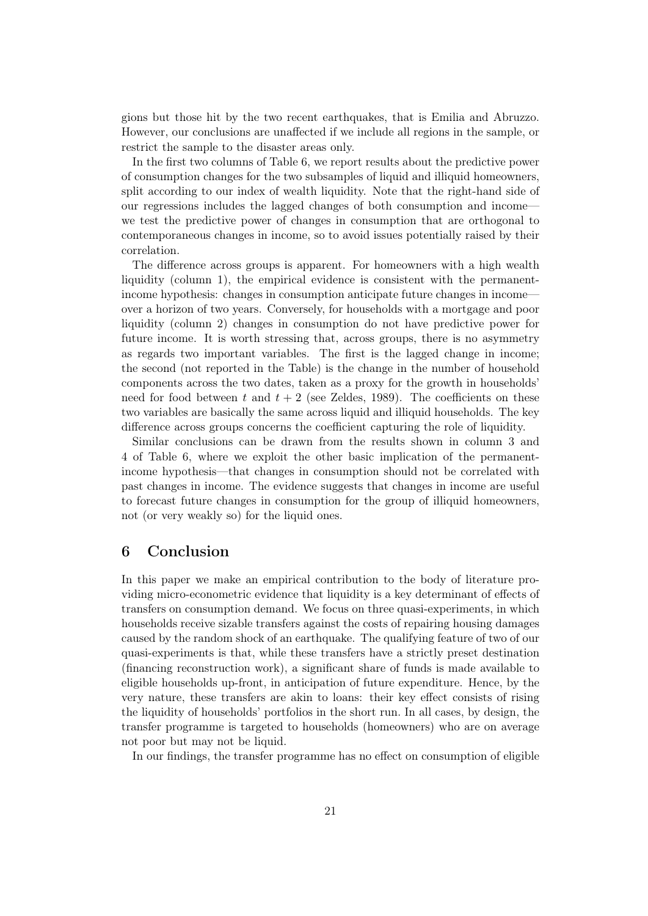gions but those hit by the two recent earthquakes, that is Emilia and Abruzzo. However, our conclusions are unaffected if we include all regions in the sample, or restrict the sample to the disaster areas only.

In the first two columns of Table 6, we report results about the predictive power of consumption changes for the two subsamples of liquid and illiquid homeowners, split according to our index of wealth liquidity. Note that the right-hand side of our regressions includes the lagged changes of both consumption and income—we test the predictive power of changes in consumption that are orthogonal to contemporaneous changes in income, so to avoid issues potentially raised by their correlation.

The difference across groups is apparent. For homeowners with a high wealth liquidity (column 1), the empirical evidence is consistent with the permanent-income hypothesis: changes in consumption anticipate future changes in income—over a horizon of two years. Conversely, for households with a mortgage and poor liquidity (column 2) changes in consumption do not have predictive power for future income. It is worth stressing that, across groups, there is no asymmetry as regards two important variables. The first is the lagged change in income; the second (not reported in the Table) is the change in the number of household components across the two dates, taken as a proxy for the growth in households' need for food between $t$ and $t+2$ (see Zeldes, 1989). The coefficients on these two variables are basically the same across liquid and illiquid households. The key difference across groups concerns the coefficient capturing the role of liquidity.

Similar conclusions can be drawn from the results shown in column 3 and 4 of Table 6, where we exploit the other basic implication of the permanent-income hypothesis—that changes in consumption should not be correlated with past changes in income. The evidence suggests that changes in income are useful to forecast future changes in consumption for the group of illiquid homeowners, not (or very weakly so) for the liquid ones.

## 6 Conclusion

In this paper we make an empirical contribution to the body of literature providing micro-econometric evidence that liquidity is a key determinant of effects of transfers on consumption demand. We focus on three quasi-experiments, in which households receive sizable transfers against the costs of repairing housing damages caused by the random shock of an earthquake. The qualifying feature of two of our quasi-experiments is that, while these transfers have a strictly preset destination (financing reconstruction work), a significant share of funds is made available to eligible households up-front, in anticipation of future expenditure. Hence, by the very nature, these transfers are akin to loans: their key effect consists of rising the liquidity of households' portfolios in the short run. In all cases, by design, the transfer programme is targeted to households (homeowners) who are on average not poor but may not be liquid.

In our findings, the transfer programme has no effect on consumption of eligible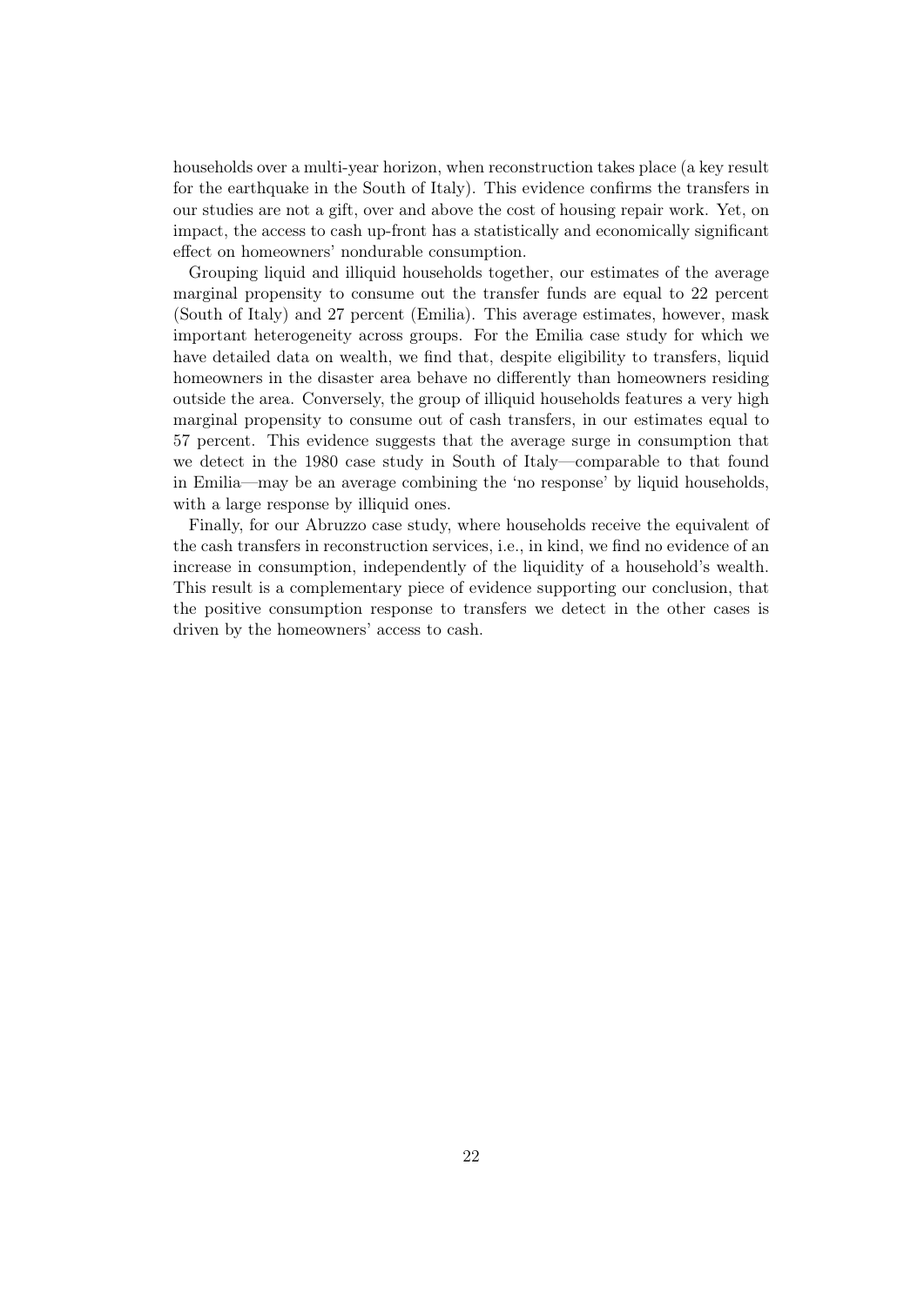households over a multi-year horizon, when reconstruction takes place (a key result for the earthquake in the South of Italy). This evidence confirms the transfers in our studies are not a gift, over and above the cost of housing repair work. Yet, on impact, the access to cash up-front has a statistically and economically significant effect on homeowners' nondurable consumption.

Grouping liquid and illiquid households together, our estimates of the average marginal propensity to consume out the transfer funds are equal to 22 percent (South of Italy) and 27 percent (Emilia). This average estimates, however, mask important heterogeneity across groups. For the Emilia case study for which we have detailed data on wealth, we find that, despite eligibility to transfers, liquid homeowners in the disaster area behave no differently than homeowners residing outside the area. Conversely, the group of illiquid households features a very high marginal propensity to consume out of cash transfers, in our estimates equal to 57 percent. This evidence suggests that the average surge in consumption that we detect in the 1980 case study in South of Italy—comparable to that found in Emilia—may be an average combining the 'no response' by liquid households, with a large response by illiquid ones.

Finally, for our Abruzzo case study, where households receive the equivalent of the cash transfers in reconstruction services, i.e., in kind, we find no evidence of an increase in consumption, independently of the liquidity of a household's wealth. This result is a complementary piece of evidence supporting our conclusion, that the positive consumption response to transfers we detect in the other cases is driven by the homeowners' access to cash.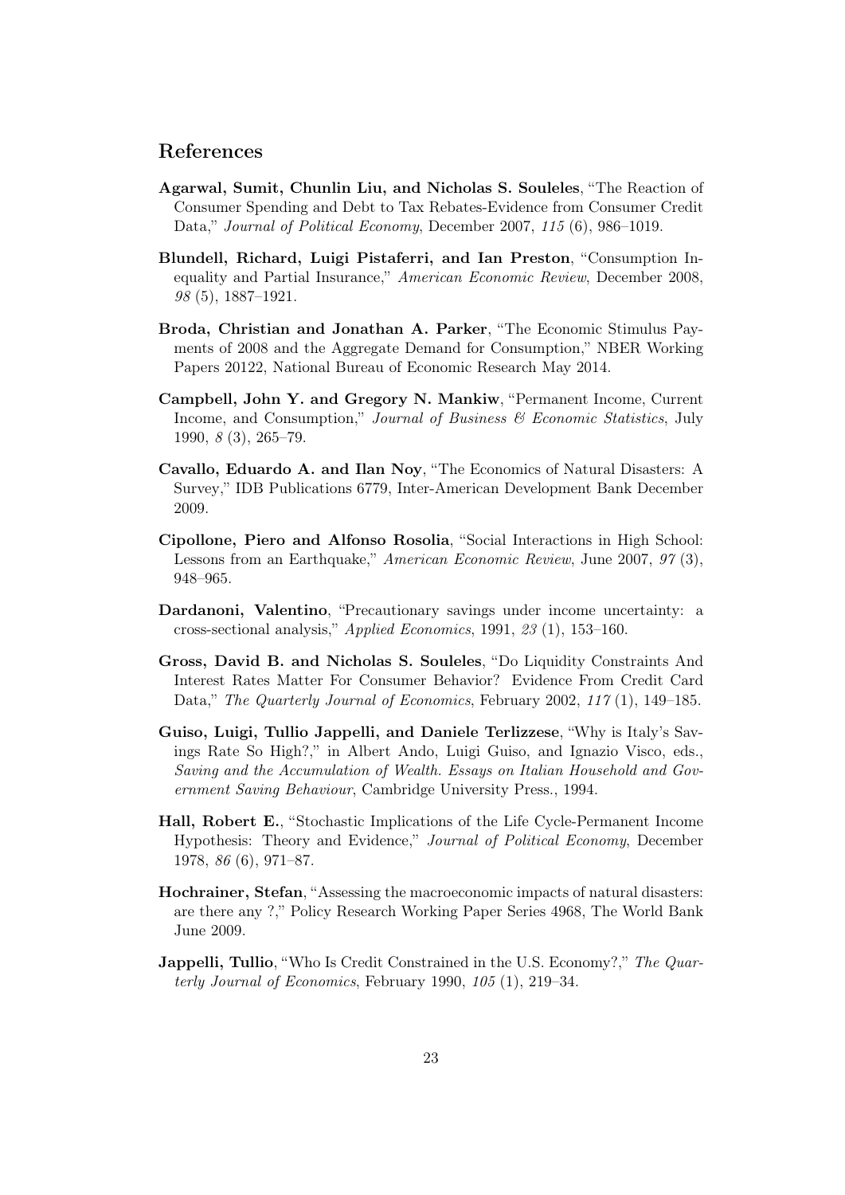## References

**Agarwal, Sumit, Chunlin Liu, and Nicholas S. Souleles**, "The Reaction of Consumer Spending and Debt to Tax Rebates-Evidence from Consumer Credit Data," *Journal of Political Economy*, December 2007, *115* (6), 986–1019.

**Blundell, Richard, Luigi Pistaferri, and Ian Preston**, "Consumption Inequality and Partial Insurance," *American Economic Review*, December 2008, *98* (5), 1887–1921.

**Broda, Christian and Jonathan A. Parker**, "The Economic Stimulus Payments of 2008 and the Aggregate Demand for Consumption," NBER Working Papers 20122, National Bureau of Economic Research May 2014.

**Campbell, John Y. and Gregory N. Mankiw**, "Permanent Income, Current Income, and Consumption," *Journal of Business & Economic Statistics*, July 1990, *8* (3), 265–79.

**Cavallo, Eduardo A. and Ilan Noy**, "The Economics of Natural Disasters: A Survey," IDB Publications 6779, Inter-American Development Bank December 2009.

**Cipollone, Piero and Alfonso Rosolia**, "Social Interactions in High School: Lessons from an Earthquake," *American Economic Review*, June 2007, *97* (3), 948–965.

**Dardanoni, Valentino**, "Precautionary savings under income uncertainty: a cross-sectional analysis," *Applied Economics*, 1991, *23* (1), 153–160.

**Gross, David B. and Nicholas S. Souleles**, "Do Liquidity Constraints And Interest Rates Matter For Consumer Behavior? Evidence From Credit Card Data," *The Quarterly Journal of Economics*, February 2002, *117* (1), 149–185.

**Guiso, Luigi, Tullio Jappelli, and Daniele Terlizzese**, "Why is Italy's Savings Rate So High?," in Albert Ando, Luigi Guiso, and Ignazio Visco, eds., *Saving and the Accumulation of Wealth. Essays on Italian Household and Government Saving Behaviour*, Cambridge University Press., 1994.

**Hall, Robert E.**, "Stochastic Implications of the Life Cycle-Permanent Income Hypothesis: Theory and Evidence," *Journal of Political Economy*, December 1978, *86* (6), 971–87.

**Hochrainer, Stefan**, "Assessing the macroeconomic impacts of natural disasters: are there any ?," Policy Research Working Paper Series 4968, The World Bank June 2009.

**Jappelli, Tullio**, "Who Is Credit Constrained in the U.S. Economy?," *The Quarterly Journal of Economics*, February 1990, *105* (1), 219–34.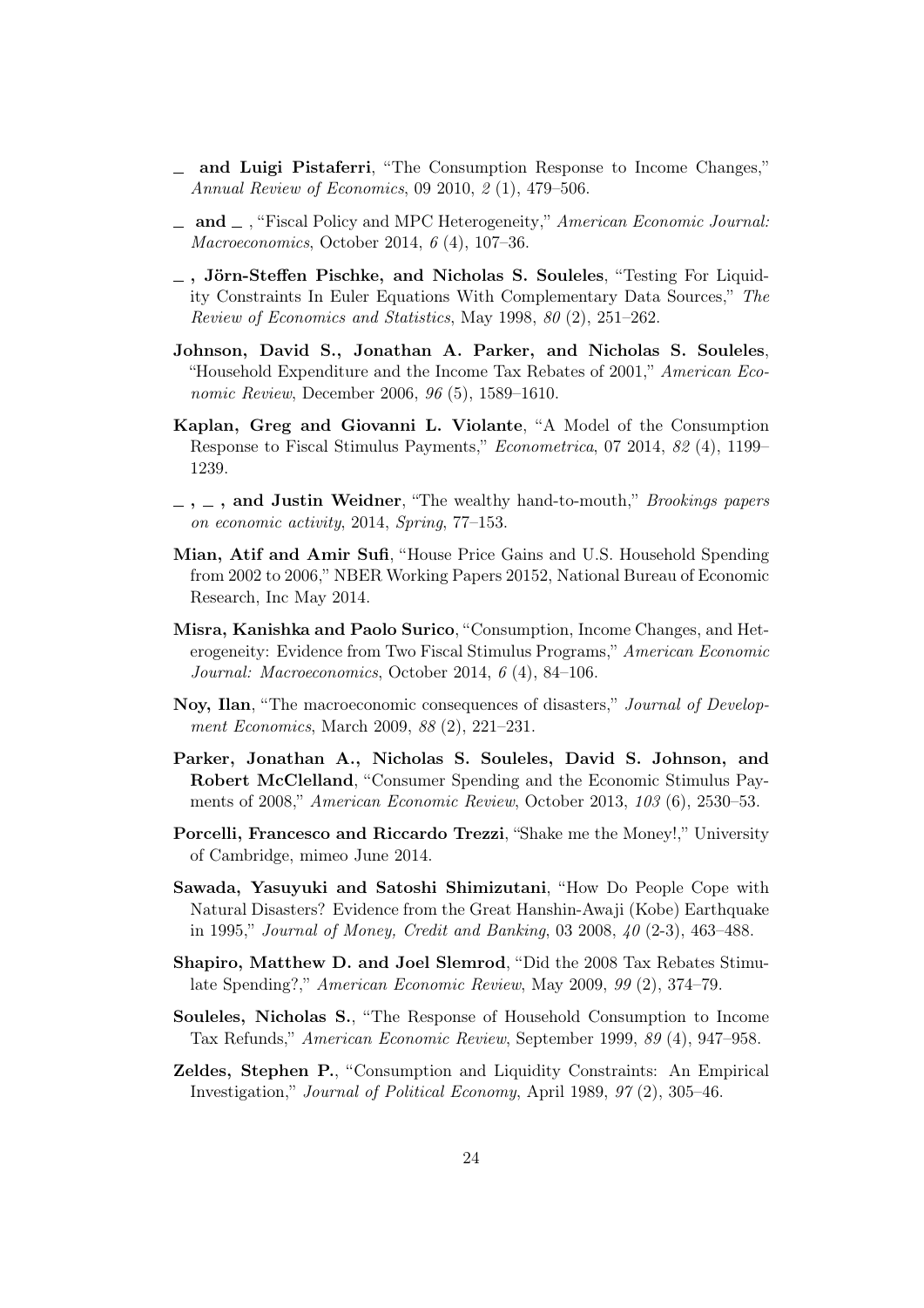\_ **and Luigi Pistaferri**, "The Consumption Response to Income Changes," *Annual Review of Economics*, 09 2010, *2* (1), 479–506.

\_ **and** \_ , "Fiscal Policy and MPC Heterogeneity," *American Economic Journal: Macroeconomics*, October 2014, *6* (4), 107–36.

\_ **, Jörn-Steffen Pischke, and Nicholas S. Souleles**, "Testing For Liquidity Constraints In Euler Equations With Complementary Data Sources," *The Review of Economics and Statistics*, May 1998, *80* (2), 251–262.

**Johnson, David S., Jonathan A. Parker, and Nicholas S. Souleles**, "Household Expenditure and the Income Tax Rebates of 2001," *American Economic Review*, December 2006, *96* (5), 1589–1610.

**Kaplan, Greg and Giovanni L. Violante**, "A Model of the Consumption Response to Fiscal Stimulus Payments," *Econometrica*, 07 2014, *82* (4), 1199–1239.

\_ **,** \_ **, and Justin Weidner**, "The wealthy hand-to-mouth," *Brookings papers on economic activity*, 2014, *Spring*, 77–153.

**Mian, Atif and Amir Sufi**, "House Price Gains and U.S. Household Spending from 2002 to 2006," NBER Working Papers 20152, National Bureau of Economic Research, Inc May 2014.

**Misra, Kanishka and Paolo Surico**, "Consumption, Income Changes, and Heterogeneity: Evidence from Two Fiscal Stimulus Programs," *American Economic Journal: Macroeconomics*, October 2014, *6* (4), 84–106.

**Noy, Ilan**, "The macroeconomic consequences of disasters," *Journal of Development Economics*, March 2009, *88* (2), 221–231.

**Parker, Jonathan A., Nicholas S. Souleles, David S. Johnson, and Robert McClelland**, "Consumer Spending and the Economic Stimulus Payments of 2008," *American Economic Review*, October 2013, *103* (6), 2530–53.

**Porcelli, Francesco and Riccardo Trezzi**, "Shake me the Money!," University of Cambridge, mimeo June 2014.

**Sawada, Yasuyuki and Satoshi Shimizutani**, "How Do People Cope with Natural Disasters? Evidence from the Great Hanshin-Awaji (Kobe) Earthquake in 1995," *Journal of Money, Credit and Banking*, 03 2008, *40* (2-3), 463–488.

**Shapiro, Matthew D. and Joel Slemrod**, "Did the 2008 Tax Rebates Stimulate Spending?," *American Economic Review*, May 2009, *99* (2), 374–79.

**Souleles, Nicholas S.**, "The Response of Household Consumption to Income Tax Refunds," *American Economic Review*, September 1999, *89* (4), 947–958.

**Zeldes, Stephen P.**, "Consumption and Liquidity Constraints: An Empirical Investigation," *Journal of Political Economy*, April 1989, *97* (2), 305–46.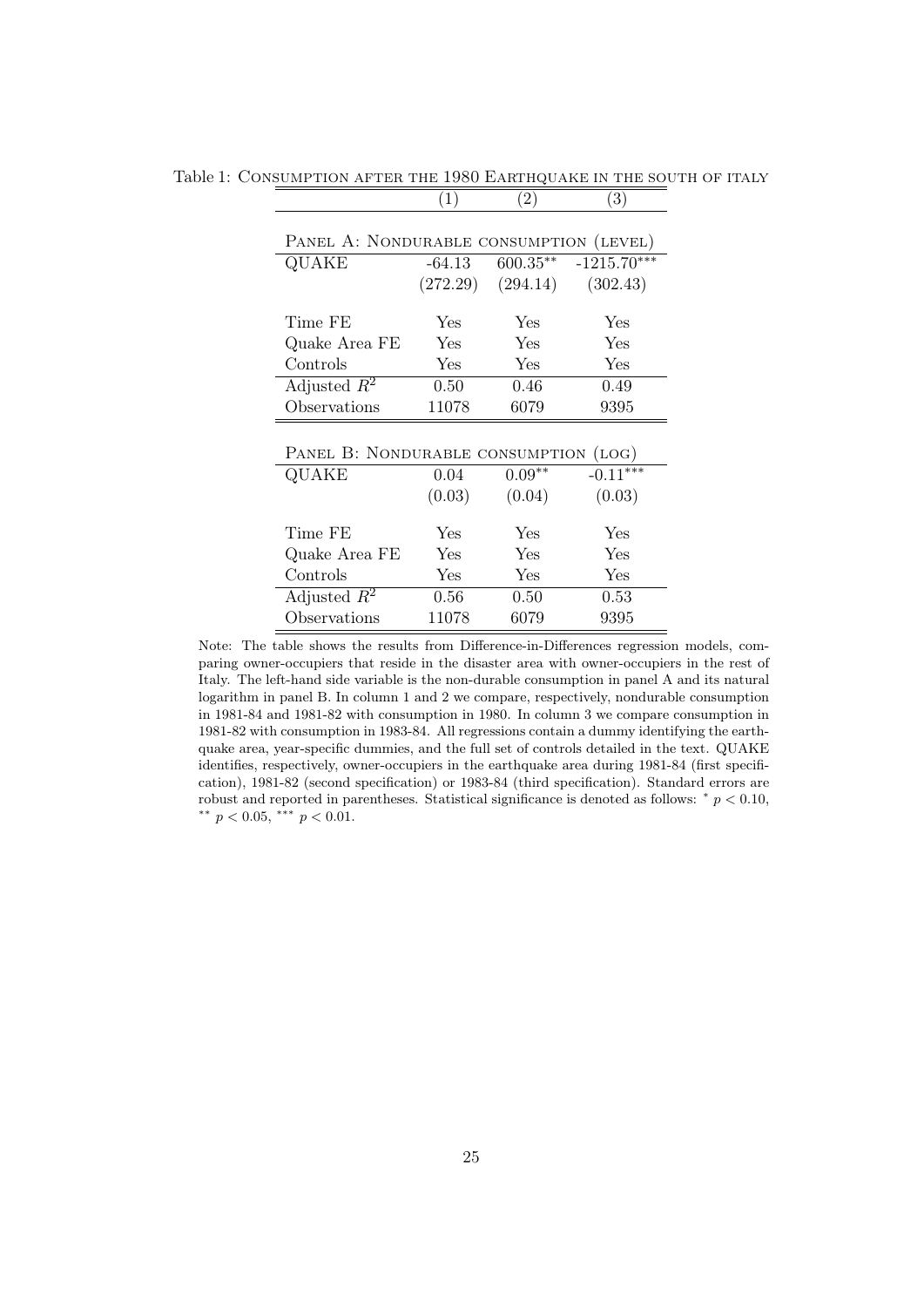Table 1: CONSUMPTION AFTER THE 1980 EARTHQUAKE IN THE SOUTH OF ITALY

| | (1) | (2) | (3) |
|---|---|---|---|
| PANEL A: NONDURABLE CONSUMPTION (LEVEL) | | | |
| QUAKE | -64.13 | 600.35** | -1215.70*** |
| | (272.29) | (294.14) | (302.43) |
| Time FE | Yes | Yes | Yes |
| Quake Area FE | Yes | Yes | Yes |
| Controls | Yes | Yes | Yes |
| Adjusted $R^2$ | 0.50 | 0.46 | 0.49 |
| Observations | 11078 | 6079 | 9395 |
| PANEL B: NONDURABLE CONSUMPTION (LOG) | | | |
| QUAKE | 0.04 | 0.09** | -0.11*** |
| | (0.03) | (0.04) | (0.03) |
| Time FE | Yes | Yes | Yes |
| Quake Area FE | Yes | Yes | Yes |
| Controls | Yes | Yes | Yes |
| Adjusted $R^2$ | 0.56 | 0.50 | 0.53 |
| Observations | 11078 | 6079 | 9395 |

Note: The table shows the results from Difference-in-Differences regression models, comparing owner-occupiers that reside in the disaster area with owner-occupiers in the rest of Italy. The left-hand side variable is the non-durable consumption in panel A and its natural logarithm in panel B. In column 1 and 2 we compare, respectively, nondurable consumption in 1981-84 and 1981-82 with consumption in 1980. In column 3 we compare consumption in 1981-82 with consumption in 1983-84. All regressions contain a dummy identifying the earthquake area, year-specific dummies, and the full set of controls detailed in the text. QUAKE identifies, respectively, owner-occupiers in the earthquake area during 1981-84 (first specification), 1981-82 (second specification) or 1983-84 (third specification). Standard errors are robust and reported in parentheses. Statistical significance is denoted as follows: * $p < 0.10$, ** $p < 0.05$, *** $p < 0.01$.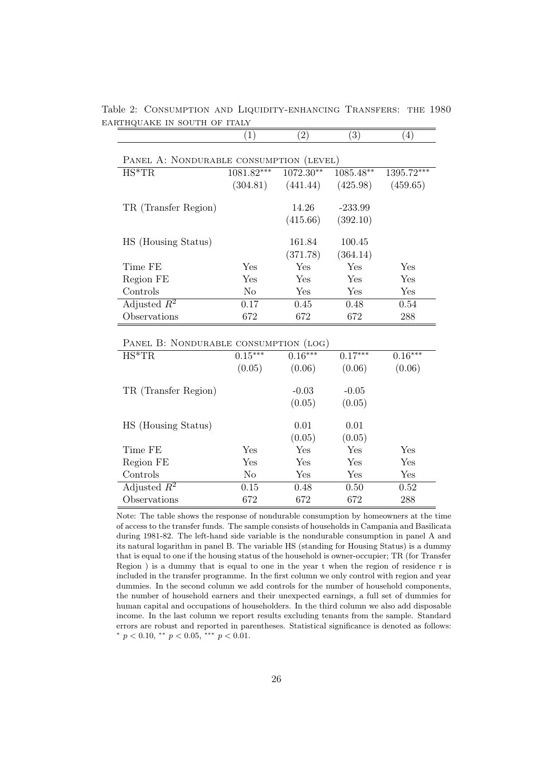Table 2: Consumption and Liquidity-enhancing Transfers: the 1980 earthquake in south of Italy

| | (1) | (2) | (3) | (4) |
|---|---|---|---|---|
| **Panel A: Nondurable consumption (level)** | | | | |
| HS*TR | 1081.82*** | 1072.30** | 1085.48** | 1395.72*** |
| | (304.81) | (441.44) | (425.98) | (459.65) |
| TR (Transfer Region) | | 14.26 | -233.99 | |
| | | (415.66) | (392.10) | |
| HS (Housing Status) | | 161.84 | 100.45 | |
| | | (371.78) | (364.14) | |
| Time FE | Yes | Yes | Yes | Yes |
| Region FE | Yes | Yes | Yes | Yes |
| Controls | No | Yes | Yes | Yes |
| Adjusted $R^2$ | 0.17 | 0.45 | 0.48 | 0.54 |
| Observations | 672 | 672 | 672 | 288 |
| **Panel B: Nondurable consumption (log)** | | | | |
| HS*TR | 0.15*** | 0.16*** | 0.17*** | 0.16*** |
| | (0.05) | (0.06) | (0.06) | (0.06) |
| TR (Transfer Region) | | -0.03 | -0.05 | |
| | | (0.05) | (0.05) | |
| HS (Housing Status) | | 0.01 | 0.01 | |
| | | (0.05) | (0.05) | |
| Time FE | Yes | Yes | Yes | Yes |
| Region FE | Yes | Yes | Yes | Yes |
| Controls | No | Yes | Yes | Yes |
| Adjusted $R^2$ | 0.15 | 0.48 | 0.50 | 0.52 |
| Observations | 672 | 672 | 672 | 288 |

Note: The table shows the response of nondurable consumption by homeowners at the time of access to the transfer funds. The sample consists of households in Campania and Basilicata during 1981-82. The left-hand side variable is the nondurable consumption in panel A and its natural logarithm in panel B. The variable HS (standing for Housing Status) is a dummy that is equal to one if the housing status of the household is owner-occupier; TR (for Transfer Region ) is a dummy that is equal to one in the year t when the region of residence r is included in the transfer programme. In the first column we only control with region and year dummies. In the second column we add controls for the number of household components, the number of household earners and their unexpected earnings, a full set of dummies for human capital and occupations of householders. In the third column we also add disposable income. In the last column we report results excluding tenants from the sample. Standard errors are robust and reported in parentheses. Statistical significance is denoted as follows: * $p < 0.10$, ** $p < 0.05$, *** $p < 0.01$.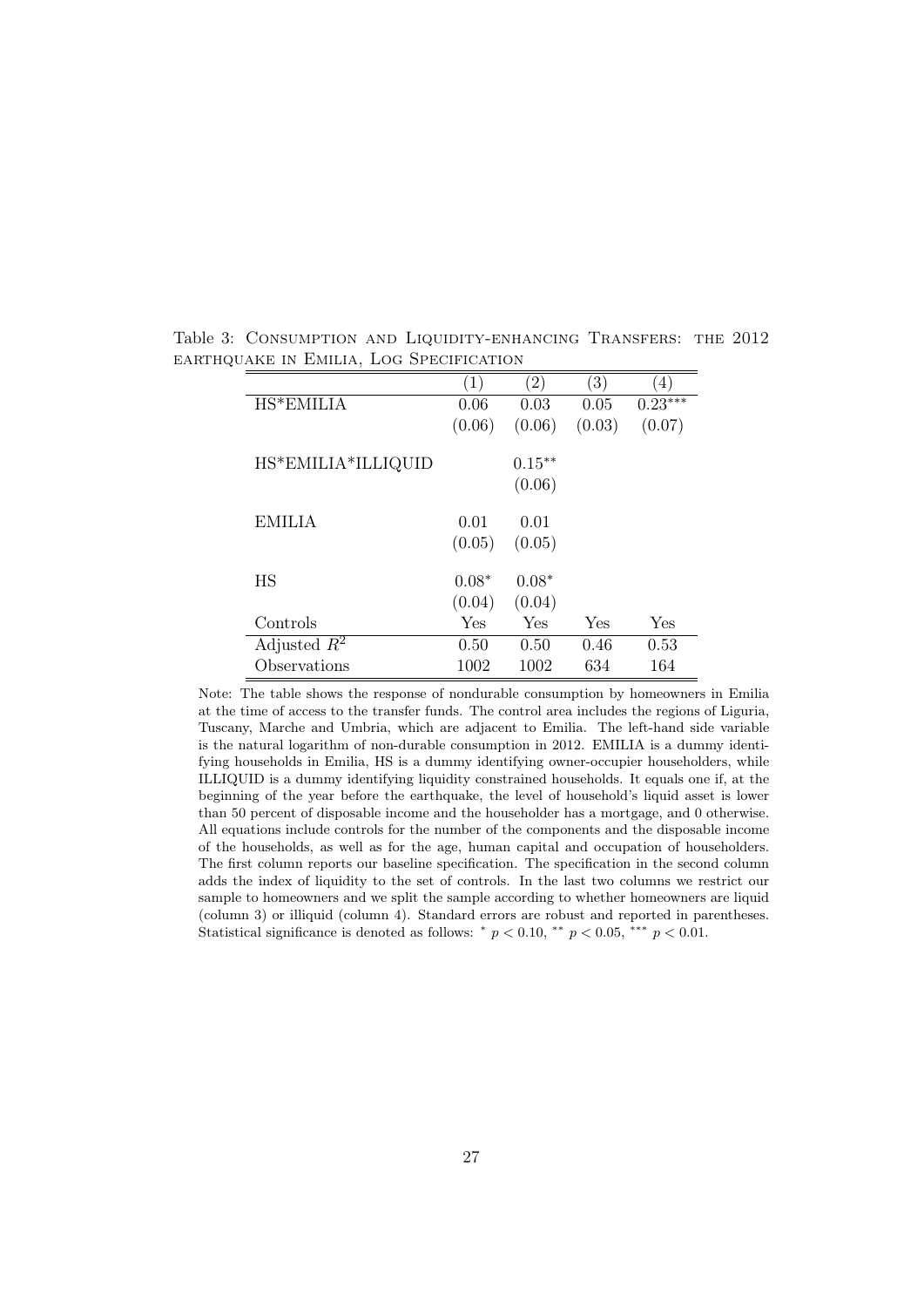Table 3: CONSUMPTION AND LIQUIDITY-ENHANCING TRANSFERS: THE 2012 EARTHQUAKE IN EMILIA, LOG SPECIFICATION

| | (1) | (2) | (3) | (4) |
|---|---|---|---|---|
| HS*EMILIA | 0.06 | 0.03 | 0.05 | $0.23^{***}$ |
| | (0.06) | (0.06) | (0.03) | (0.07) |
| HS*EMILIA*ILLIQUID | | $0.15^{**}$ | | |
| | | (0.06) | | |
| EMILIA | 0.01 | 0.01 | | |
| | (0.05) | (0.05) | | |
| HS | $0.08^{*}$ | $0.08^{*}$ | | |
| | (0.04) | (0.04) | | |
| Controls | Yes | Yes | Yes | Yes |
| Adjusted $R^2$ | 0.50 | 0.50 | 0.46 | 0.53 |
| Observations | 1002 | 1002 | 634 | 164 |

Note: The table shows the response of nondurable consumption by homeowners in Emilia at the time of access to the transfer funds. The control area includes the regions of Liguria, Tuscany, Marche and Umbria, which are adjacent to Emilia. The left-hand side variable is the natural logarithm of non-durable consumption in 2012. EMILIA is a dummy identifying households in Emilia, HS is a dummy identifying owner-occupier householders, while ILLIQUID is a dummy identifying liquidity constrained households. It equals one if, at the beginning of the year before the earthquake, the level of household's liquid asset is lower than 50 percent of disposable income and the householder has a mortgage, and 0 otherwise. All equations include controls for the number of the components and the disposable income of the households, as well as for the age, human capital and occupation of householders. The first column reports our baseline specification. The specification in the second column adds the index of liquidity to the set of controls. In the last two columns we restrict our sample to homeowners and we split the sample according to whether homeowners are liquid (column 3) or illiquid (column 4). Standard errors are robust and reported in parentheses. Statistical significance is denoted as follows: $^{*}$ $p < 0.10$, $^{**}$ $p < 0.05$, $^{***}$ $p < 0.01$.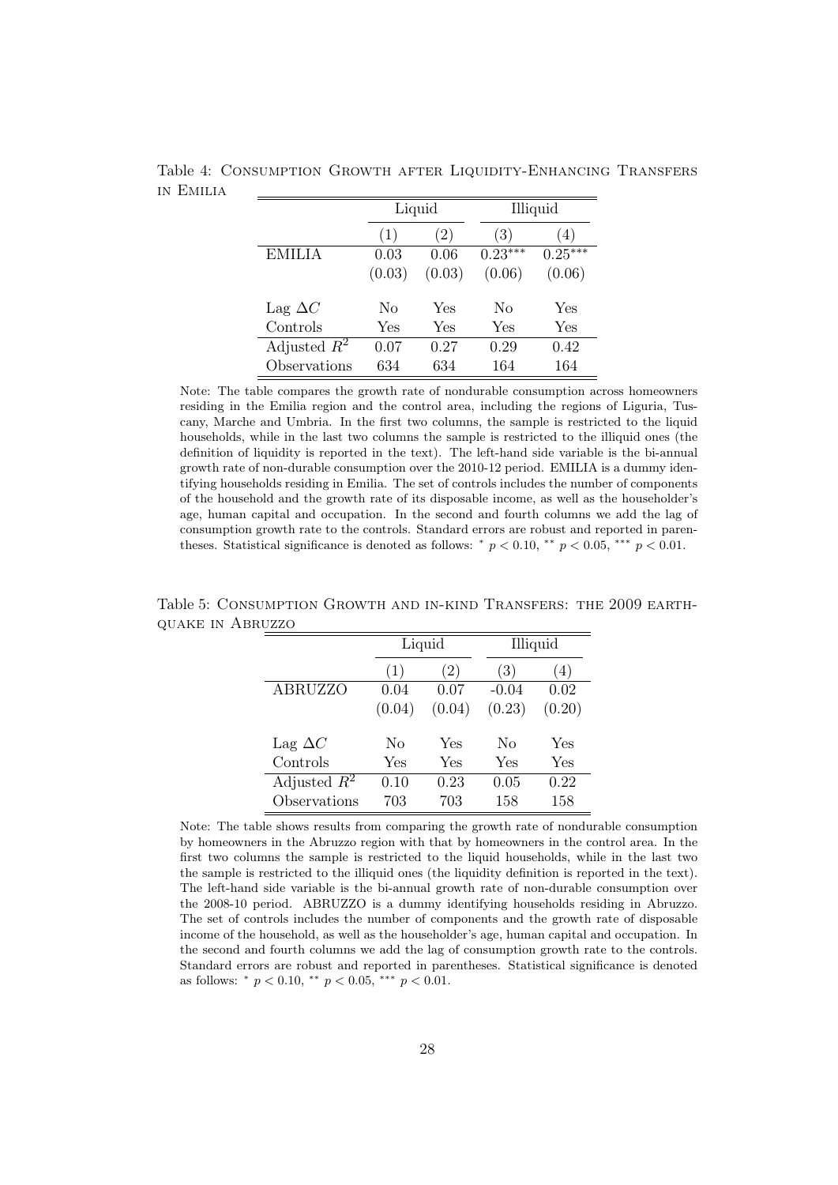Table 4: CONSUMPTION GROWTH AFTER LIQUIDITY-ENHANCING TRANSFERS IN EMILIA

| | Liquid | | Illiquid | |
|---|---|---|---|---|
| | (1) | (2) | (3) | (4) |
| EMILIA | 0.03 | 0.06 | 0.23*** | 0.25*** |
| | (0.03) | (0.03) | (0.06) | (0.06) |
| Lag $\Delta C$ | No | Yes | No | Yes |
| Controls | Yes | Yes | Yes | Yes |
| Adjusted $R^2$ | 0.07 | 0.27 | 0.29 | 0.42 |
| Observations | 634 | 634 | 164 | 164 |

Note: The table compares the growth rate of nondurable consumption across homeowners residing in the Emilia region and the control area, including the regions of Liguria, Tuscany, Marche and Umbria. In the first two columns, the sample is restricted to the liquid households, while in the last two columns the sample is restricted to the illiquid ones (the definition of liquidity is reported in the text). The left-hand side variable is the bi-annual growth rate of non-durable consumption over the 2010-12 period. EMILIA is a dummy identifying households residing in Emilia. The set of controls includes the number of components of the household and the growth rate of its disposable income, as well as the householder's age, human capital and occupation. In the second and fourth columns we add the lag of consumption growth rate to the controls. Standard errors are robust and reported in parentheses. Statistical significance is denoted as follows: * $p < 0.10$, ** $p < 0.05$, *** $p < 0.01$.

Table 5: CONSUMPTION GROWTH AND IN-KIND TRANSFERS: THE 2009 EARTHQUAKE IN ABRUZZO

| | Liquid | | Illiquid | |
|---|---|---|---|---|
| | (1) | (2) | (3) | (4) |
| ABRUZZO | 0.04 | 0.07 | -0.04 | 0.02 |
| | (0.04) | (0.04) | (0.23) | (0.20) |
| Lag $\Delta C$ | No | Yes | No | Yes |
| Controls | Yes | Yes | Yes | Yes |
| Adjusted $R^2$ | 0.10 | 0.23 | 0.05 | 0.22 |
| Observations | 703 | 703 | 158 | 158 |

Note: The table shows results from comparing the growth rate of nondurable consumption by homeowners in the Abruzzo region with that by homeowners in the control area. In the first two columns the sample is restricted to the liquid households, while in the last two the sample is restricted to the illiquid ones (the liquidity definition is reported in the text). The left-hand side variable is the bi-annual growth rate of non-durable consumption over the 2008-10 period. ABRUZZO is a dummy identifying households residing in Abruzzo. The set of controls includes the number of components and the growth rate of disposable income of the household, as well as the householder's age, human capital and occupation. In the second and fourth columns we add the lag of consumption growth rate to the controls. Standard errors are robust and reported in parentheses. Statistical significance is denoted as follows: * $p < 0.10$, ** $p < 0.05$, *** $p < 0.01$.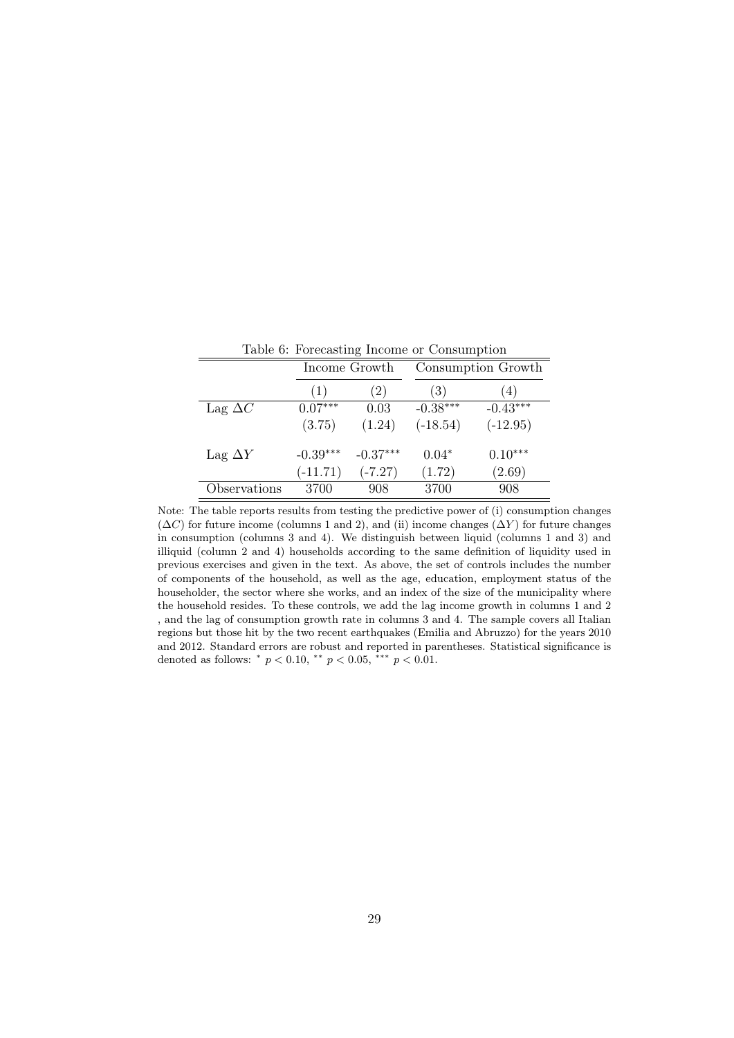Table 6: Forecasting Income or Consumption

| | Income Growth | | Consumption Growth | |
|---|---|---|---|---|
| | (1) | (2) | (3) | (4) |
| Lag $\Delta C$ | 0.07*** | 0.03 | -0.38*** | -0.43*** |
| | (3.75) | (1.24) | (-18.54) | (-12.95) |
| Lag $\Delta Y$ | -0.39*** | -0.37*** | 0.04* | 0.10*** |
| | (-11.71) | (-7.27) | (1.72) | (2.69) |
| Observations | 3700 | 908 | 3700 | 908 |

Note: The table reports results from testing the predictive power of (i) consumption changes ($\Delta C$) for future income (columns 1 and 2), and (ii) income changes ($\Delta Y$) for future changes in consumption (columns 3 and 4). We distinguish between liquid (columns 1 and 3) and illiquid (column 2 and 4) households according to the same definition of liquidity used in previous exercises and given in the text. As above, the set of controls includes the number of components of the household, as well as the age, education, employment status of the householder, the sector where she works, and an index of the size of the municipality where the household resides. To these controls, we add the lag income growth in columns 1 and 2 , and the lag of consumption growth rate in columns 3 and 4. The sample covers all Italian regions but those hit by the two recent earthquakes (Emilia and Abruzzo) for the years 2010 and 2012. Standard errors are robust and reported in parentheses. Statistical significance is denoted as follows: * $p < 0.10$, ** $p < 0.05$, *** $p < 0.01$.